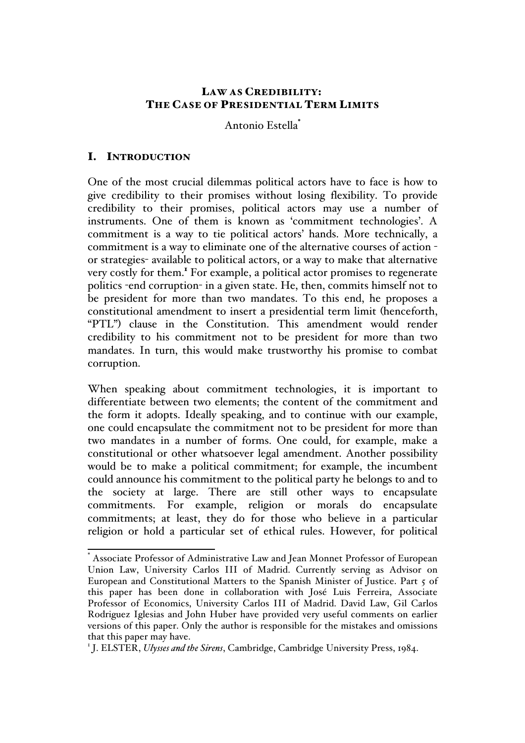# LAW AS CREDIBILITY: THE CASE OF PRESIDENTIAL TERM LIMITS

Antonio Estella[*]

## I. INTRODUCTION

One of the most crucial dilemmas political actors have to face is how to give credibility to their promises without losing flexibility. To provide credibility to their promises, political actors may use a number of instruments. One of them is known as 'commitment technologies'. A commitment is a way to tie political actors' hands. More technically, a commitment is a way to eliminate one of the alternative courses of action - or strategies- available to political actors, or a way to make that alternative very costly for them.[1] For example, a political actor promises to regenerate politics -end corruption- in a given state. He, then, commits himself not to be president for more than two mandates. To this end, he proposes a constitutional amendment to insert a presidential term limit (henceforth, "PTL") clause in the Constitution. This amendment would render credibility to his commitment not to be president for more than two mandates. In turn, this would make trustworthy his promise to combat corruption.

When speaking about commitment technologies, it is important to differentiate between two elements; the content of the commitment and the form it adopts. Ideally speaking, and to continue with our example, one could encapsulate the commitment not to be president for more than two mandates in a number of forms. One could, for example, make a constitutional or other whatsoever legal amendment. Another possibility would be to make a political commitment; for example, the incumbent could announce his commitment to the political party he belongs to and to the society at large. There are still other ways to encapsulate commitments. For example, religion or morals do encapsulate commitments; at least, they do for those who believe in a particular religion or hold a particular set of ethical rules. However, for political

---

[*] Associate Professor of Administrative Law and Jean Monnet Professor of European Union Law, University Carlos III of Madrid. Currently serving as Advisor on European and Constitutional Matters to the Spanish Minister of Justice. Part 5 of this paper has been done in collaboration with José Luis Ferreira, Associate Professor of Economics, University Carlos III of Madrid. David Law, Gil Carlos Rodriguez Iglesias and John Huber have provided very useful comments on earlier versions of this paper. Only the author is responsible for the mistakes and omissions that this paper may have.

[1] J. ELSTER, *Ulysses and the Sirens*, Cambridge, Cambridge University Press, 1984.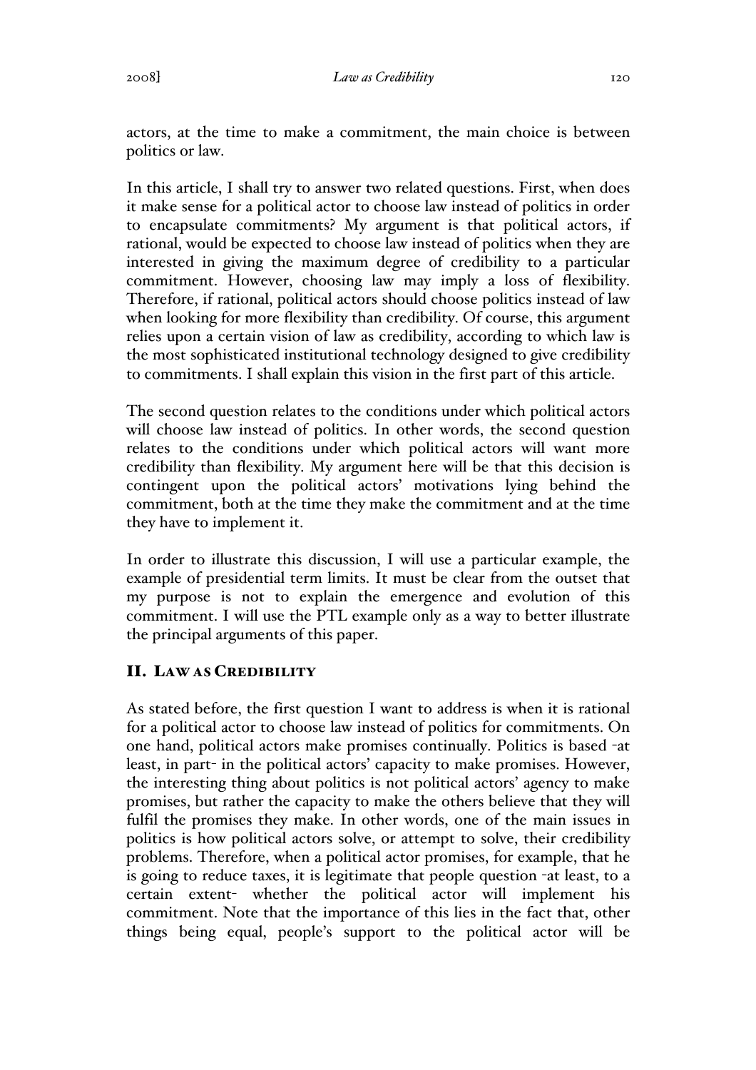actors, at the time to make a commitment, the main choice is between politics or law.

In this article, I shall try to answer two related questions. First, when does it make sense for a political actor to choose law instead of politics in order to encapsulate commitments? My argument is that political actors, if rational, would be expected to choose law instead of politics when they are interested in giving the maximum degree of credibility to a particular commitment. However, choosing law may imply a loss of flexibility. Therefore, if rational, political actors should choose politics instead of law when looking for more flexibility than credibility. Of course, this argument relies upon a certain vision of law as credibility, according to which law is the most sophisticated institutional technology designed to give credibility to commitments. I shall explain this vision in the first part of this article.

The second question relates to the conditions under which political actors will choose law instead of politics. In other words, the second question relates to the conditions under which political actors will want more credibility than flexibility. My argument here will be that this decision is contingent upon the political actors' motivations lying behind the commitment, both at the time they make the commitment and at the time they have to implement it.

In order to illustrate this discussion, I will use a particular example, the example of presidential term limits. It must be clear from the outset that my purpose is not to explain the emergence and evolution of this commitment. I will use the PTL example only as a way to better illustrate the principal arguments of this paper.

## II. Law as Credibility

As stated before, the first question I want to address is when it is rational for a political actor to choose law instead of politics for commitments. On one hand, political actors make promises continually. Politics is based -at least, in part- in the political actors' capacity to make promises. However, the interesting thing about politics is not political actors' agency to make promises, but rather the capacity to make the others believe that they will fulfil the promises they make. In other words, one of the main issues in politics is how political actors solve, or attempt to solve, their credibility problems. Therefore, when a political actor promises, for example, that he is going to reduce taxes, it is legitimate that people question -at least, to a certain extent- whether the political actor will implement his commitment. Note that the importance of this lies in the fact that, other things being equal, people's support to the political actor will be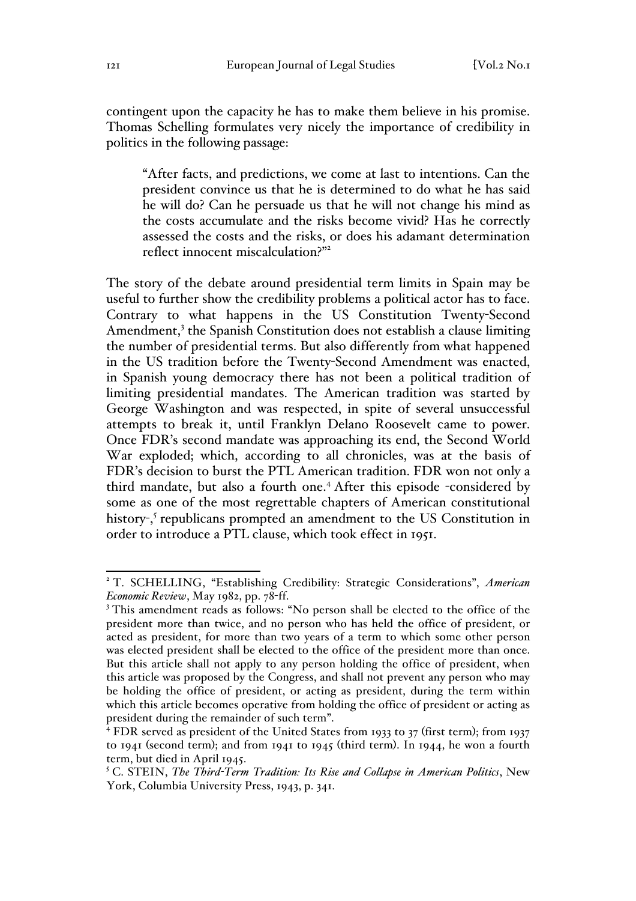contingent upon the capacity he has to make them believe in his promise. Thomas Schelling formulates very nicely the importance of credibility in politics in the following passage:

> "After facts, and predictions, we come at last to intentions. Can the president convince us that he is determined to do what he has said he will do? Can he persuade us that he will not change his mind as the costs accumulate and the risks become vivid? Has he correctly assessed the costs and the risks, or does his adamant determination reflect innocent miscalculation?"[2]

The story of the debate around presidential term limits in Spain may be useful to further show the credibility problems a political actor has to face. Contrary to what happens in the US Constitution Twenty-Second Amendment,[3] the Spanish Constitution does not establish a clause limiting the number of presidential terms. But also differently from what happened in the US tradition before the Twenty-Second Amendment was enacted, in Spanish young democracy there has not been a political tradition of limiting presidential mandates. The American tradition was started by George Washington and was respected, in spite of several unsuccessful attempts to break it, until Franklyn Delano Roosevelt came to power. Once FDR's second mandate was approaching its end, the Second World War exploded; which, according to all chronicles, was at the basis of FDR's decision to burst the PTL American tradition. FDR won not only a third mandate, but also a fourth one.[4] After this episode -considered by some as one of the most regrettable chapters of American constitutional history-,[5] republicans prompted an amendment to the US Constitution in order to introduce a PTL clause, which took effect in 1951.

---

[2] T. SCHELLING, "Establishing Credibility: Strategic Considerations", *American Economic Review*, May 1982, pp. 78-ff.

[3] This amendment reads as follows: "No person shall be elected to the office of the president more than twice, and no person who has held the office of president, or acted as president, for more than two years of a term to which some other person was elected president shall be elected to the office of the president more than once. But this article shall not apply to any person holding the office of president, when this article was proposed by the Congress, and shall not prevent any person who may be holding the office of president, or acting as president, during the term within which this article becomes operative from holding the office of president or acting as president during the remainder of such term".

[4] FDR served as president of the United States from 1933 to 37 (first term); from 1937 to 1941 (second term); and from 1941 to 1945 (third term). In 1944, he won a fourth term, but died in April 1945.

[5] C. STEIN, *The Third-Term Tradition: Its Rise and Collapse in American Politics*, New York, Columbia University Press, 1943, p. 341.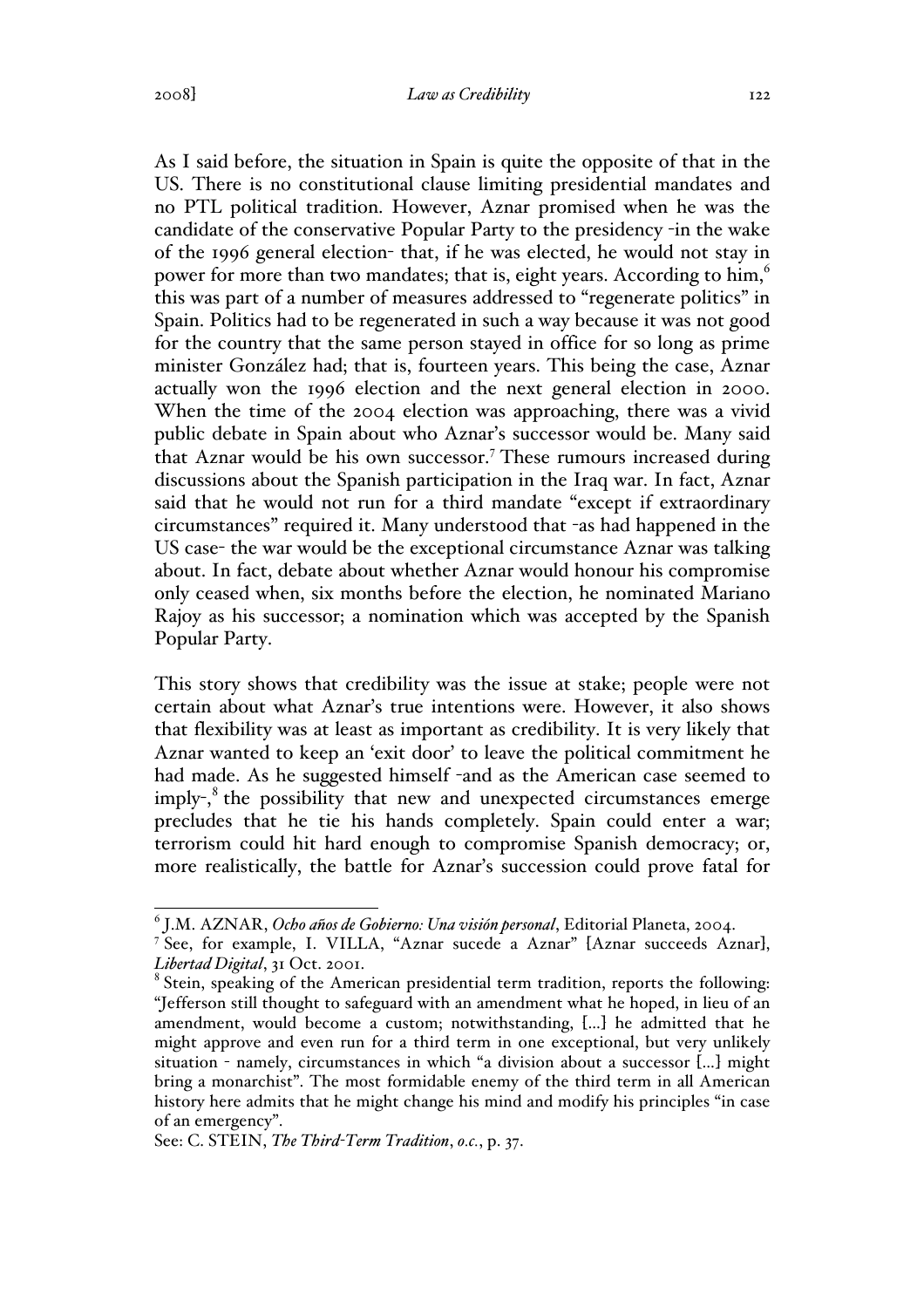As I said before, the situation in Spain is quite the opposite of that in the US. There is no constitutional clause limiting presidential mandates and no PTL political tradition. However, Aznar promised when he was the candidate of the conservative Popular Party to the presidency -in the wake of the 1996 general election- that, if he was elected, he would not stay in power for more than two mandates; that is, eight years. According to him,[6] this was part of a number of measures addressed to "regenerate politics" in Spain. Politics had to be regenerated in such a way because it was not good for the country that the same person stayed in office for so long as prime minister González had; that is, fourteen years. This being the case, Aznar actually won the 1996 election and the next general election in 2000. When the time of the 2004 election was approaching, there was a vivid public debate in Spain about who Aznar's successor would be. Many said that Aznar would be his own successor.[7] These rumours increased during discussions about the Spanish participation in the Iraq war. In fact, Aznar said that he would not run for a third mandate "except if extraordinary circumstances" required it. Many understood that -as had happened in the US case- the war would be the exceptional circumstance Aznar was talking about. In fact, debate about whether Aznar would honour his compromise only ceased when, six months before the election, he nominated Mariano Rajoy as his successor; a nomination which was accepted by the Spanish Popular Party.

This story shows that credibility was the issue at stake; people were not certain about what Aznar's true intentions were. However, it also shows that flexibility was at least as important as credibility. It is very likely that Aznar wanted to keep an 'exit door' to leave the political commitment he had made. As he suggested himself -and as the American case seemed to imply-,[8] the possibility that new and unexpected circumstances emerge precludes that he tie his hands completely. Spain could enter a war; terrorism could hit hard enough to compromise Spanish democracy; or, more realistically, the battle for Aznar's succession could prove fatal for

---

[6] J.M. AZNAR, *Ocho años de Gobierno: Una visión personal*, Editorial Planeta, 2004.

[7] See, for example, I. VILLA, "Aznar sucede a Aznar" [Aznar succeeds Aznar], *Libertad Digital*, 31 Oct. 2001.

[8] Stein, speaking of the American presidential term tradition, reports the following: "Jefferson still thought to safeguard with an amendment what he hoped, in lieu of an amendment, would become a custom; notwithstanding, [...] he admitted that he might approve and even run for a third term in one exceptional, but very unlikely situation - namely, circumstances in which "a division about a successor [...] might bring a monarchist". The most formidable enemy of the third term in all American history here admits that he might change his mind and modify his principles "in case of an emergency".

See: C. STEIN, *The Third-Term Tradition*, *o.c.*, p. 37.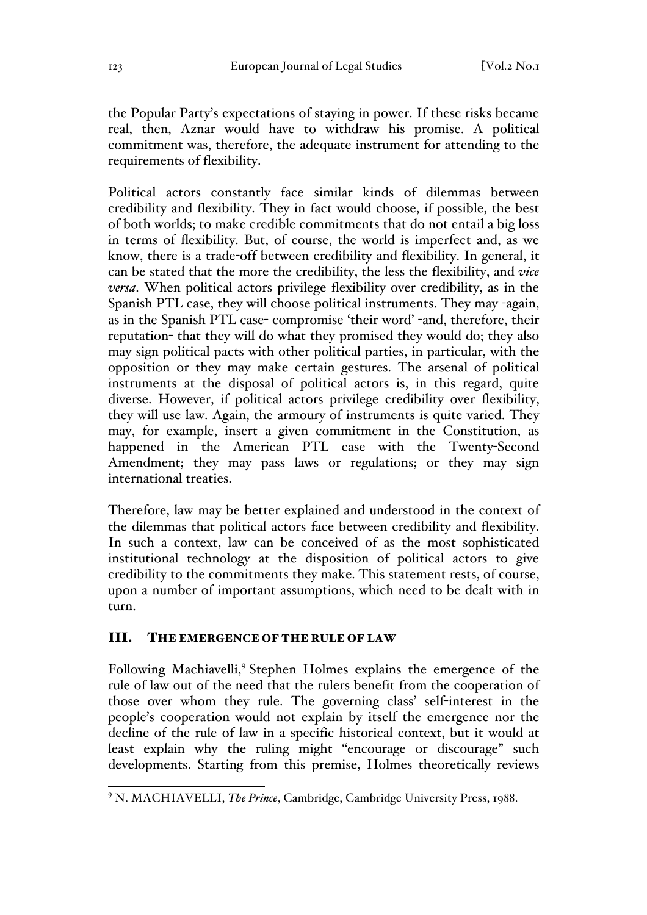the Popular Party's expectations of staying in power. If these risks became real, then, Aznar would have to withdraw his promise. A political commitment was, therefore, the adequate instrument for attending to the requirements of flexibility.

Political actors constantly face similar kinds of dilemmas between credibility and flexibility. They in fact would choose, if possible, the best of both worlds; to make credible commitments that do not entail a big loss in terms of flexibility. But, of course, the world is imperfect and, as we know, there is a trade-off between credibility and flexibility. In general, it can be stated that the more the credibility, the less the flexibility, and *vice versa*. When political actors privilege flexibility over credibility, as in the Spanish PTL case, they will choose political instruments. They may -again, as in the Spanish PTL case- compromise 'their word' -and, therefore, their reputation- that they will do what they promised they would do; they also may sign political pacts with other political parties, in particular, with the opposition or they may make certain gestures. The arsenal of political instruments at the disposal of political actors is, in this regard, quite diverse. However, if political actors privilege credibility over flexibility, they will use law. Again, the armoury of instruments is quite varied. They may, for example, insert a given commitment in the Constitution, as happened in the American PTL case with the Twenty-Second Amendment; they may pass laws or regulations; or they may sign international treaties.

Therefore, law may be better explained and understood in the context of the dilemmas that political actors face between credibility and flexibility. In such a context, law can be conceived of as the most sophisticated institutional technology at the disposition of political actors to give credibility to the commitments they make. This statement rests, of course, upon a number of important assumptions, which need to be dealt with in turn.

## III. The Emergence of the Rule of Law

Following Machiavelli,[9] Stephen Holmes explains the emergence of the rule of law out of the need that the rulers benefit from the cooperation of those over whom they rule. The governing class' self-interest in the people's cooperation would not explain by itself the emergence nor the decline of the rule of law in a specific historical context, but it would at least explain why the ruling might "encourage or discourage" such developments. Starting from this premise, Holmes theoretically reviews

---

[9] N. MACHIAVELLI, *The Prince*, Cambridge, Cambridge University Press, 1988.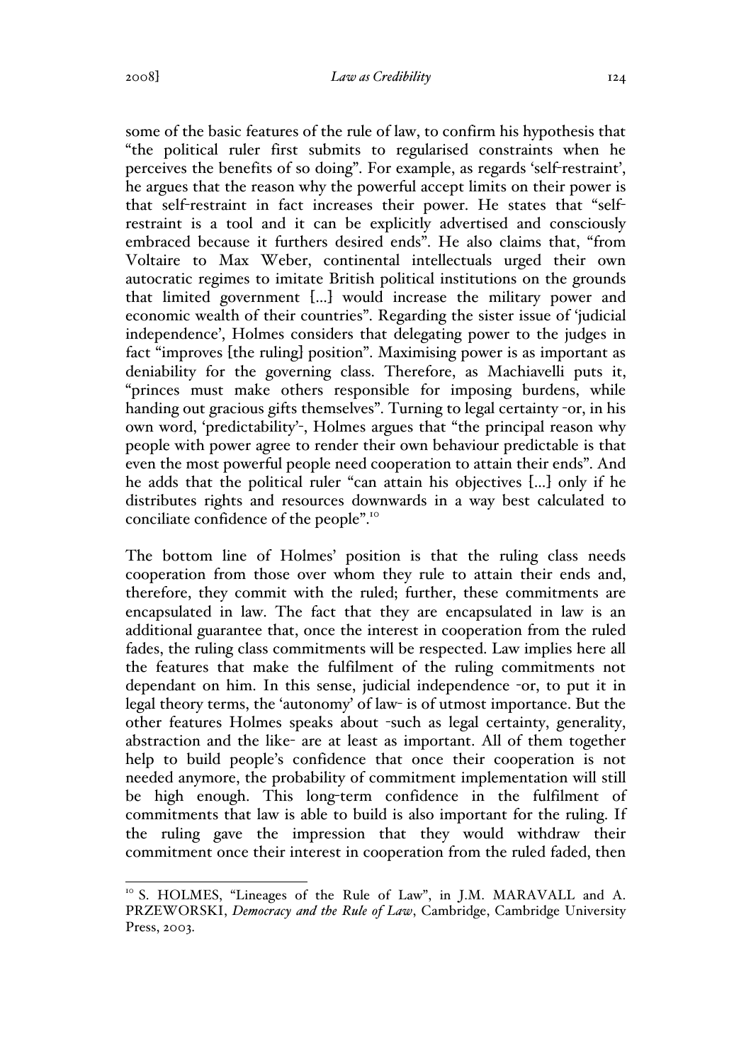some of the basic features of the rule of law, to confirm his hypothesis that "the political ruler first submits to regularised constraints when he perceives the benefits of so doing". For example, as regards 'self-restraint', he argues that the reason why the powerful accept limits on their power is that self-restraint in fact increases their power. He states that "self-restraint is a tool and it can be explicitly advertised and consciously embraced because it furthers desired ends". He also claims that, "from Voltaire to Max Weber, continental intellectuals urged their own autocratic regimes to imitate British political institutions on the grounds that limited government [...] would increase the military power and economic wealth of their countries". Regarding the sister issue of 'judicial independence', Holmes considers that delegating power to the judges in fact "improves [the ruling] position". Maximising power is as important as deniability for the governing class. Therefore, as Machiavelli puts it, "princes must make others responsible for imposing burdens, while handing out gracious gifts themselves". Turning to legal certainty -or, in his own word, 'predictability'-, Holmes argues that "the principal reason why people with power agree to render their own behaviour predictable is that even the most powerful people need cooperation to attain their ends". And he adds that the political ruler "can attain his objectives [...] only if he distributes rights and resources downwards in a way best calculated to conciliate confidence of the people".[10]

The bottom line of Holmes' position is that the ruling class needs cooperation from those over whom they rule to attain their ends and, therefore, they commit with the ruled; further, these commitments are encapsulated in law. The fact that they are encapsulated in law is an additional guarantee that, once the interest in cooperation from the ruled fades, the ruling class commitments will be respected. Law implies here all the features that make the fulfilment of the ruling commitments not dependant on him. In this sense, judicial independence -or, to put it in legal theory terms, the 'autonomy' of law- is of utmost importance. But the other features Holmes speaks about -such as legal certainty, generality, abstraction and the like- are at least as important. All of them together help to build people's confidence that once their cooperation is not needed anymore, the probability of commitment implementation will still be high enough. This long-term confidence in the fulfilment of commitments that law is able to build is also important for the ruling. If the ruling gave the impression that they would withdraw their commitment once their interest in cooperation from the ruled faded, then

[10] S. HOLMES, "Lineages of the Rule of Law", in J.M. MARAVALL and A. PRZEWORSKI, *Democracy and the Rule of Law*, Cambridge, Cambridge University Press, 2003.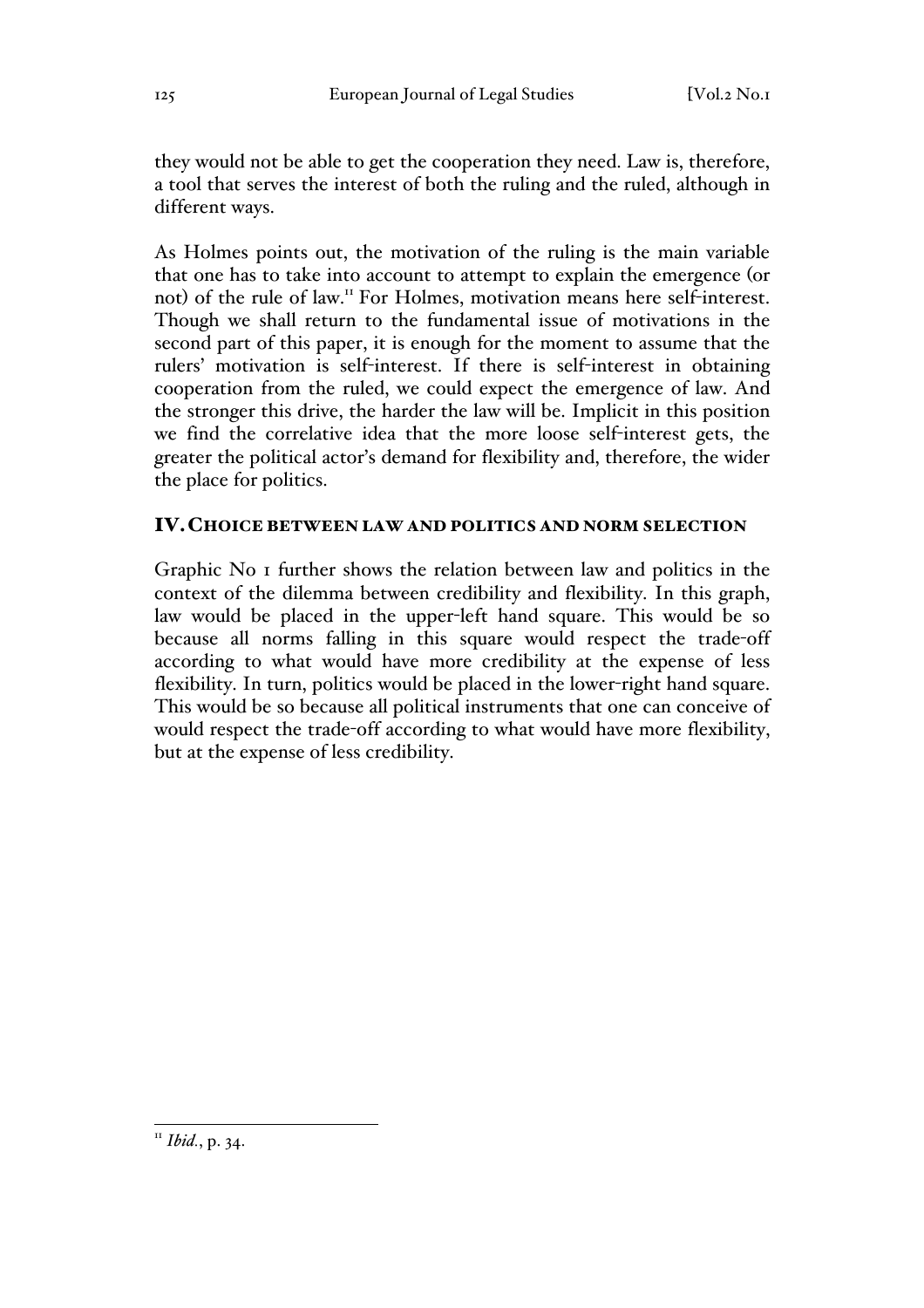they would not be able to get the cooperation they need. Law is, therefore, a tool that serves the interest of both the ruling and the ruled, although in different ways.

As Holmes points out, the motivation of the ruling is the main variable that one has to take into account to attempt to explain the emergence (or not) of the rule of law.[11] For Holmes, motivation means here self-interest. Though we shall return to the fundamental issue of motivations in the second part of this paper, it is enough for the moment to assume that the rulers' motivation is self-interest. If there is self-interest in obtaining cooperation from the ruled, we could expect the emergence of law. And the stronger this drive, the harder the law will be. Implicit in this position we find the correlative idea that the more loose self-interest gets, the greater the political actor's demand for flexibility and, therefore, the wider the place for politics.

## IV. CHOICE BETWEEN LAW AND POLITICS AND NORM SELECTION

Graphic No 1 further shows the relation between law and politics in the context of the dilemma between credibility and flexibility. In this graph, law would be placed in the upper-left hand square. This would be so because all norms falling in this square would respect the trade-off according to what would have more credibility at the expense of less flexibility. In turn, politics would be placed in the lower-right hand square. This would be so because all political instruments that one can conceive of would respect the trade-off according to what would have more flexibility, but at the expense of less credibility.

[11] *Ibid.*, p. 34.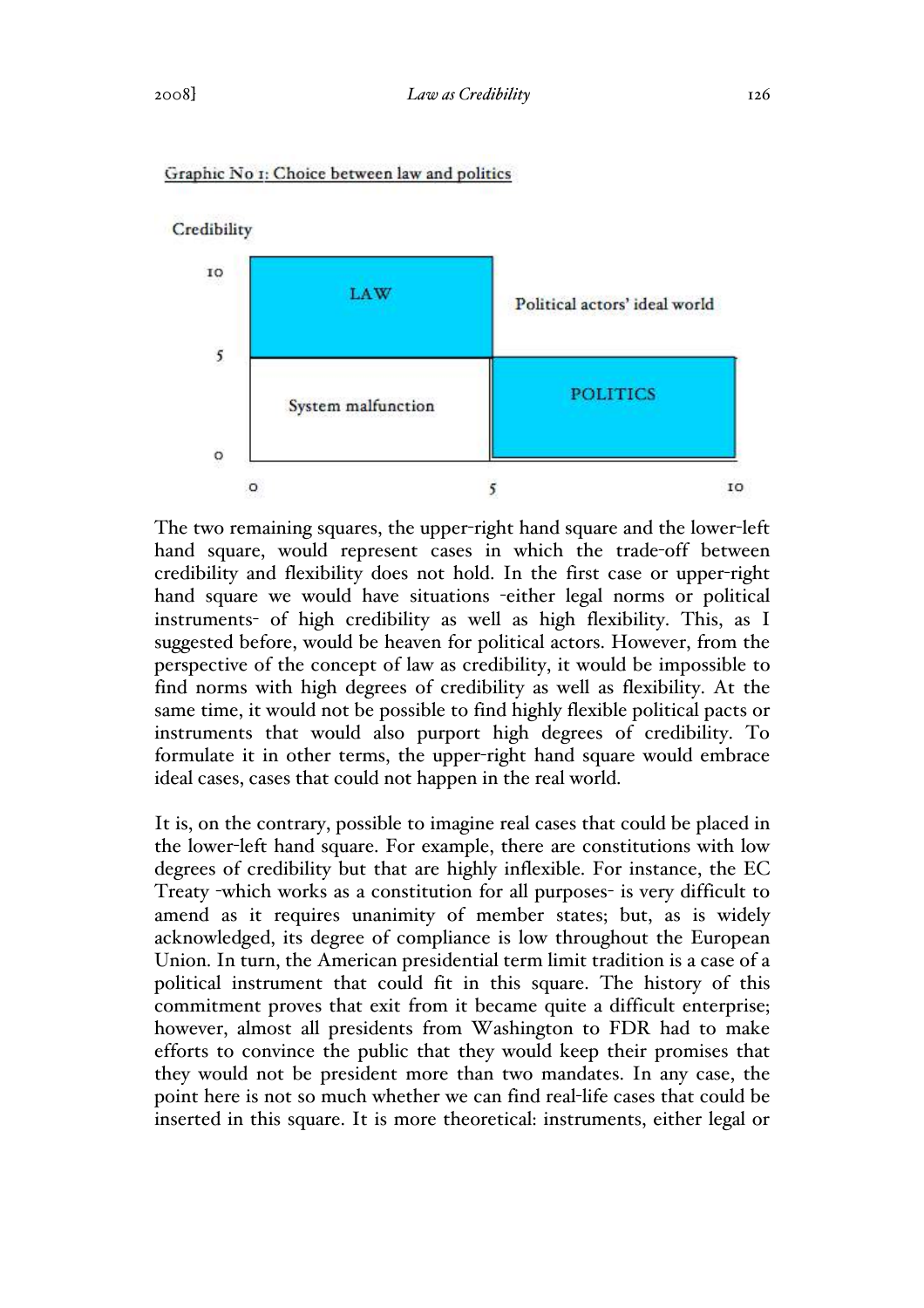Graphic No 1: Choice between law and politics

| Credibility | 0–5 | 5–10 |
| --- | --- | --- |
| 10–5 | LAW | Political actors' ideal world |
| 5–0 | System malfunction | POLITICS |

The two remaining squares, the upper-right hand square and the lower-left hand square, would represent cases in which the trade-off between credibility and flexibility does not hold. In the first case or upper-right hand square we would have situations -either legal norms or political instruments- of high credibility as well as high flexibility. This, as I suggested before, would be heaven for political actors. However, from the perspective of the concept of law as credibility, it would be impossible to find norms with high degrees of credibility as well as flexibility. At the same time, it would not be possible to find highly flexible political pacts or instruments that would also purport high degrees of credibility. To formulate it in other terms, the upper-right hand square would embrace ideal cases, cases that could not happen in the real world.

It is, on the contrary, possible to imagine real cases that could be placed in the lower-left hand square. For example, there are constitutions with low degrees of credibility but that are highly inflexible. For instance, the EC Treaty -which works as a constitution for all purposes- is very difficult to amend as it requires unanimity of member states; but, as is widely acknowledged, its degree of compliance is low throughout the European Union. In turn, the American presidential term limit tradition is a case of a political instrument that could fit in this square. The history of this commitment proves that exit from it became quite a difficult enterprise; however, almost all presidents from Washington to FDR had to make efforts to convince the public that they would keep their promises that they would not be president more than two mandates. In any case, the point here is not so much whether we can find real-life cases that could be inserted in this square. It is more theoretical: instruments, either legal or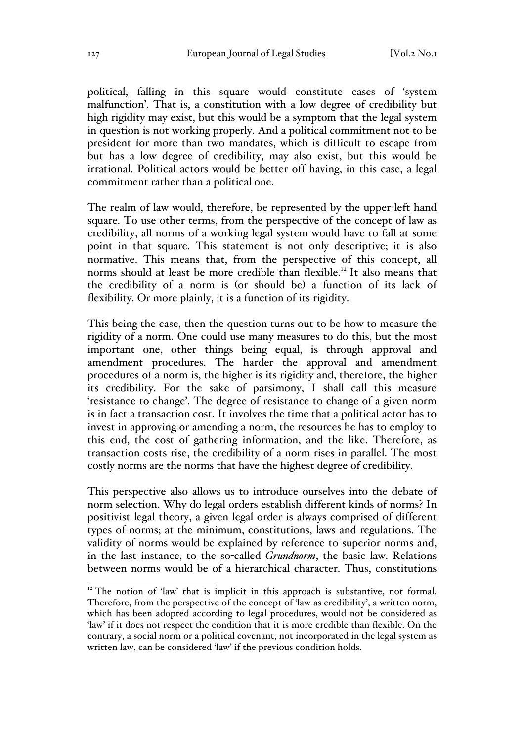political, falling in this square would constitute cases of 'system malfunction'. That is, a constitution with a low degree of credibility but high rigidity may exist, but this would be a symptom that the legal system in question is not working properly. And a political commitment not to be president for more than two mandates, which is difficult to escape from but has a low degree of credibility, may also exist, but this would be irrational. Political actors would be better off having, in this case, a legal commitment rather than a political one.

The realm of law would, therefore, be represented by the upper-left hand square. To use other terms, from the perspective of the concept of law as credibility, all norms of a working legal system would have to fall at some point in that square. This statement is not only descriptive; it is also normative. This means that, from the perspective of this concept, all norms should at least be more credible than flexible.[12] It also means that the credibility of a norm is (or should be) a function of its lack of flexibility. Or more plainly, it is a function of its rigidity.

This being the case, then the question turns out to be how to measure the rigidity of a norm. One could use many measures to do this, but the most important one, other things being equal, is through approval and amendment procedures. The harder the approval and amendment procedures of a norm is, the higher is its rigidity and, therefore, the higher its credibility. For the sake of parsimony, I shall call this measure 'resistance to change'. The degree of resistance to change of a given norm is in fact a transaction cost. It involves the time that a political actor has to invest in approving or amending a norm, the resources he has to employ to this end, the cost of gathering information, and the like. Therefore, as transaction costs rise, the credibility of a norm rises in parallel. The most costly norms are the norms that have the highest degree of credibility.

This perspective also allows us to introduce ourselves into the debate of norm selection. Why do legal orders establish different kinds of norms? In positivist legal theory, a given legal order is always comprised of different types of norms; at the minimum, constitutions, laws and regulations. The validity of norms would be explained by reference to superior norms and, in the last instance, to the so-called *Grundnorm*, the basic law. Relations between norms would be of a hierarchical character. Thus, constitutions

[12] The notion of 'law' that is implicit in this approach is substantive, not formal. Therefore, from the perspective of the concept of 'law as credibility', a written norm, which has been adopted according to legal procedures, would not be considered as 'law' if it does not respect the condition that it is more credible than flexible. On the contrary, a social norm or a political covenant, not incorporated in the legal system as written law, can be considered 'law' if the previous condition holds.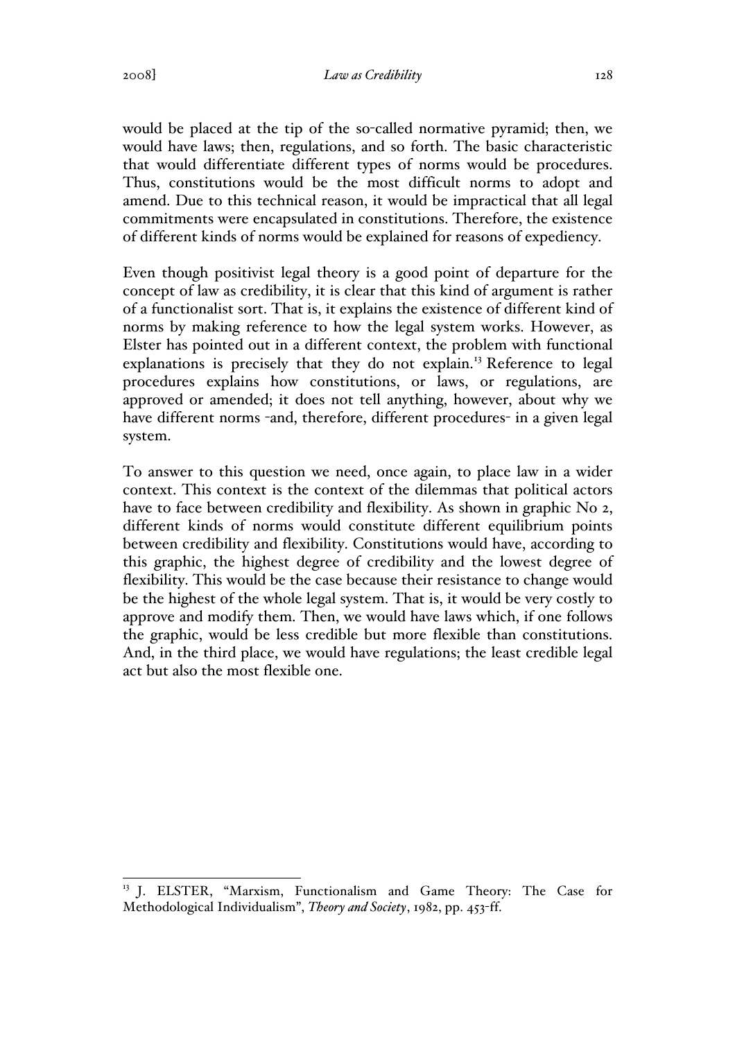would be placed at the tip of the so-called normative pyramid; then, we would have laws; then, regulations, and so forth. The basic characteristic that would differentiate different types of norms would be procedures. Thus, constitutions would be the most difficult norms to adopt and amend. Due to this technical reason, it would be impractical that all legal commitments were encapsulated in constitutions. Therefore, the existence of different kinds of norms would be explained for reasons of expediency.

Even though positivist legal theory is a good point of departure for the concept of law as credibility, it is clear that this kind of argument is rather of a functionalist sort. That is, it explains the existence of different kind of norms by making reference to how the legal system works. However, as Elster has pointed out in a different context, the problem with functional explanations is precisely that they do not explain.[13] Reference to legal procedures explains how constitutions, or laws, or regulations, are approved or amended; it does not tell anything, however, about why we have different norms -and, therefore, different procedures- in a given legal system.

To answer to this question we need, once again, to place law in a wider context. This context is the context of the dilemmas that political actors have to face between credibility and flexibility. As shown in graphic No 2, different kinds of norms would constitute different equilibrium points between credibility and flexibility. Constitutions would have, according to this graphic, the highest degree of credibility and the lowest degree of flexibility. This would be the case because their resistance to change would be the highest of the whole legal system. That is, it would be very costly to approve and modify them. Then, we would have laws which, if one follows the graphic, would be less credible but more flexible than constitutions. And, in the third place, we would have regulations; the least credible legal act but also the most flexible one.

[13] J. ELSTER, "Marxism, Functionalism and Game Theory: The Case for Methodological Individualism", *Theory and Society*, 1982, pp. 453-ff.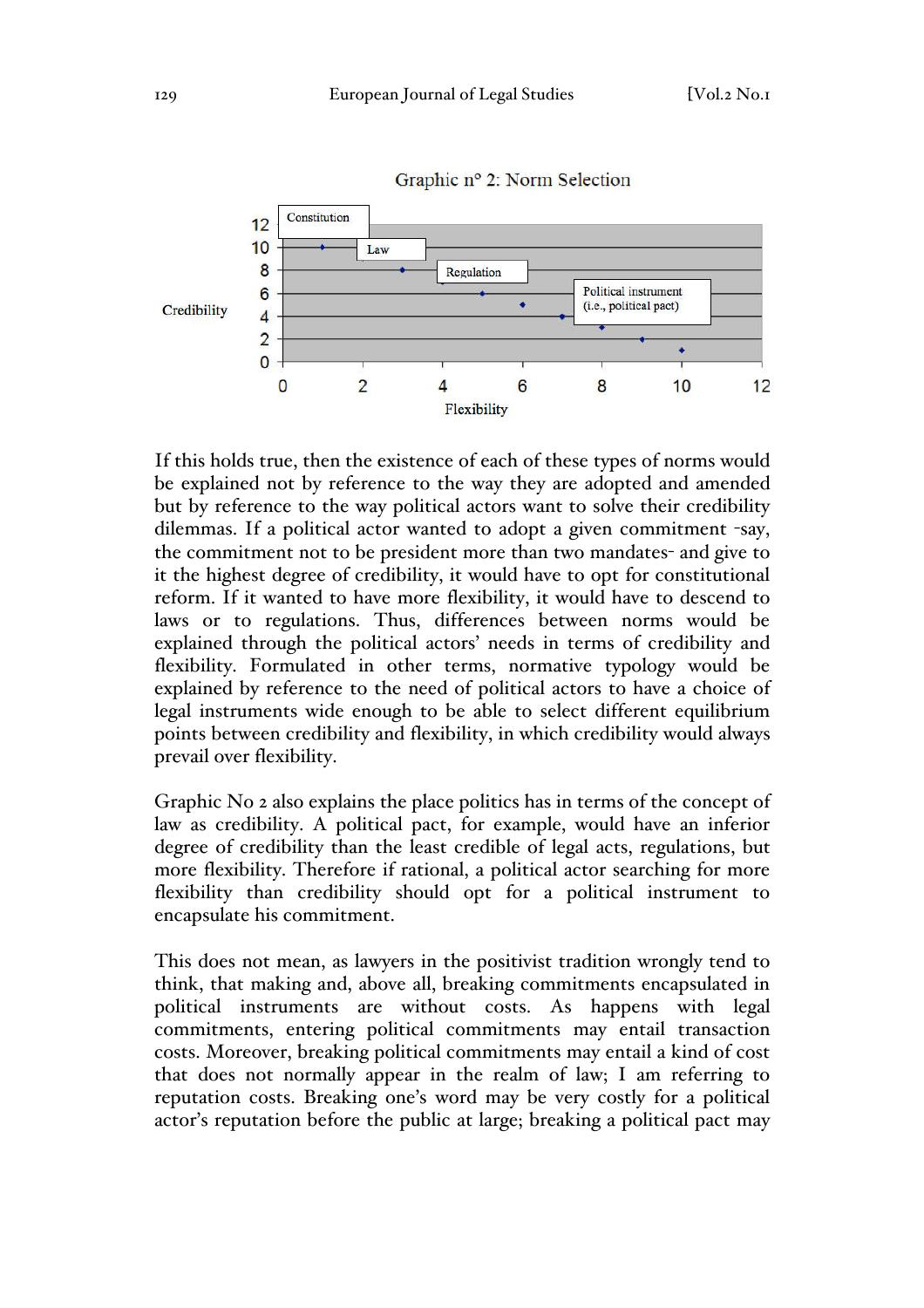Graphic n° 2: Norm Selection

If this holds true, then the existence of each of these types of norms would be explained not by reference to the way they are adopted and amended but by reference to the way political actors want to solve their credibility dilemmas. If a political actor wanted to adopt a given commitment -say, the commitment not to be president more than two mandates- and give to it the highest degree of credibility, it would have to opt for constitutional reform. If it wanted to have more flexibility, it would have to descend to laws or to regulations. Thus, differences between norms would be explained through the political actors' needs in terms of credibility and flexibility. Formulated in other terms, normative typology would be explained by reference to the need of political actors to have a choice of legal instruments wide enough to be able to select different equilibrium points between credibility and flexibility, in which credibility would always prevail over flexibility.

Graphic No 2 also explains the place politics has in terms of the concept of law as credibility. A political pact, for example, would have an inferior degree of credibility than the least credible of legal acts, regulations, but more flexibility. Therefore if rational, a political actor searching for more flexibility than credibility should opt for a political instrument to encapsulate his commitment.

This does not mean, as lawyers in the positivist tradition wrongly tend to think, that making and, above all, breaking commitments encapsulated in political instruments are without costs. As happens with legal commitments, entering political commitments may entail transaction costs. Moreover, breaking political commitments may entail a kind of cost that does not normally appear in the realm of law; I am referring to reputation costs. Breaking one's word may be very costly for a political actor's reputation before the public at large; breaking a political pact may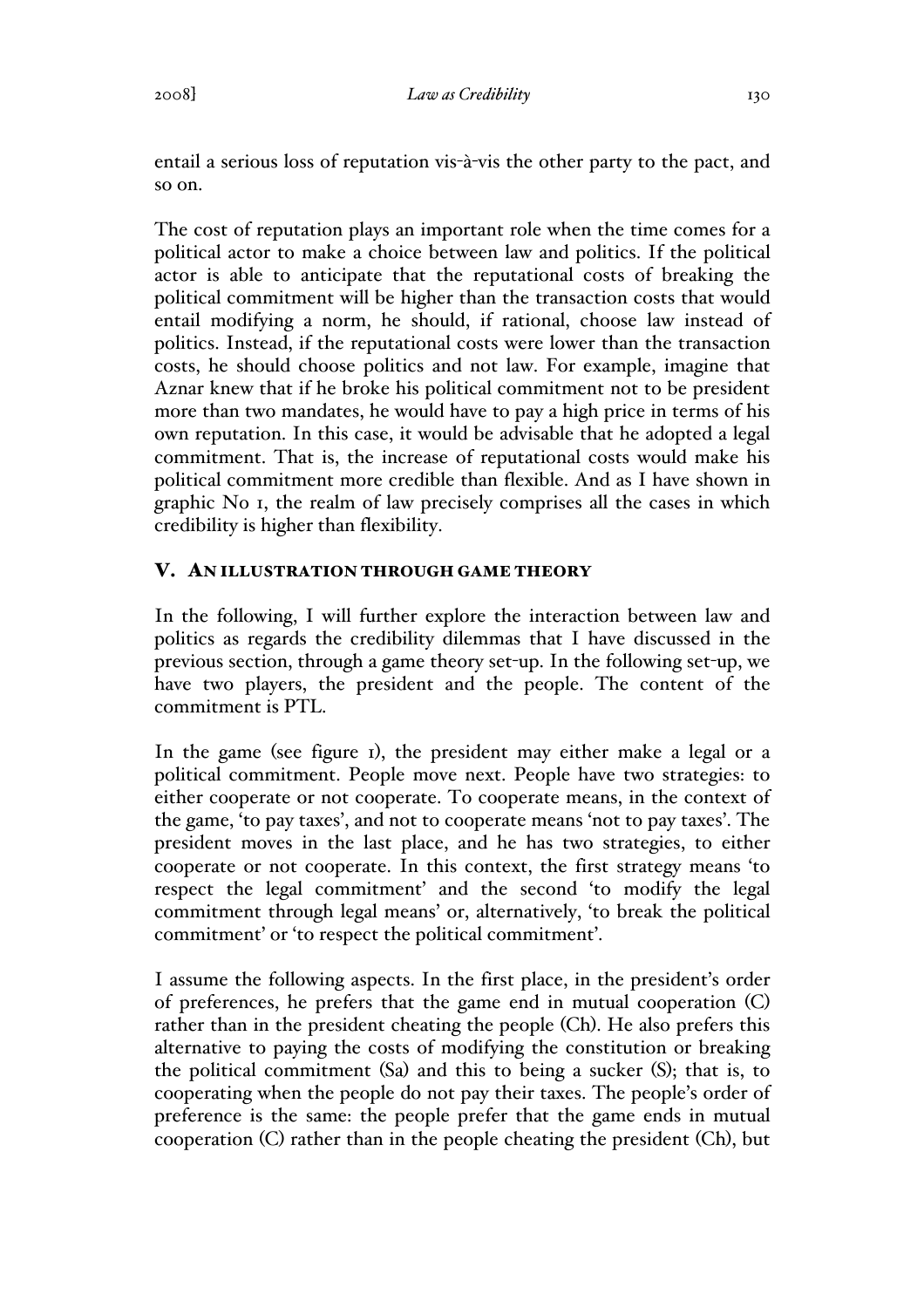entail a serious loss of reputation vis-à-vis the other party to the pact, and so on.

The cost of reputation plays an important role when the time comes for a political actor to make a choice between law and politics. If the political actor is able to anticipate that the reputational costs of breaking the political commitment will be higher than the transaction costs that would entail modifying a norm, he should, if rational, choose law instead of politics. Instead, if the reputational costs were lower than the transaction costs, he should choose politics and not law. For example, imagine that Aznar knew that if he broke his political commitment not to be president more than two mandates, he would have to pay a high price in terms of his own reputation. In this case, it would be advisable that he adopted a legal commitment. That is, the increase of reputational costs would make his political commitment more credible than flexible. And as I have shown in graphic No 1, the realm of law precisely comprises all the cases in which credibility is higher than flexibility.

## V. AN ILLUSTRATION THROUGH GAME THEORY

In the following, I will further explore the interaction between law and politics as regards the credibility dilemmas that I have discussed in the previous section, through a game theory set-up. In the following set-up, we have two players, the president and the people. The content of the commitment is PTL.

In the game (see figure 1), the president may either make a legal or a political commitment. People move next. People have two strategies: to either cooperate or not cooperate. To cooperate means, in the context of the game, 'to pay taxes', and not to cooperate means 'not to pay taxes'. The president moves in the last place, and he has two strategies, to either cooperate or not cooperate. In this context, the first strategy means 'to respect the legal commitment' and the second 'to modify the legal commitment through legal means' or, alternatively, 'to break the political commitment' or 'to respect the political commitment'.

I assume the following aspects. In the first place, in the president's order of preferences, he prefers that the game end in mutual cooperation (C) rather than in the president cheating the people (Ch). He also prefers this alternative to paying the costs of modifying the constitution or breaking the political commitment (Sa) and this to being a sucker (S); that is, to cooperating when the people do not pay their taxes. The people's order of preference is the same: the people prefer that the game ends in mutual cooperation (C) rather than in the people cheating the president (Ch), but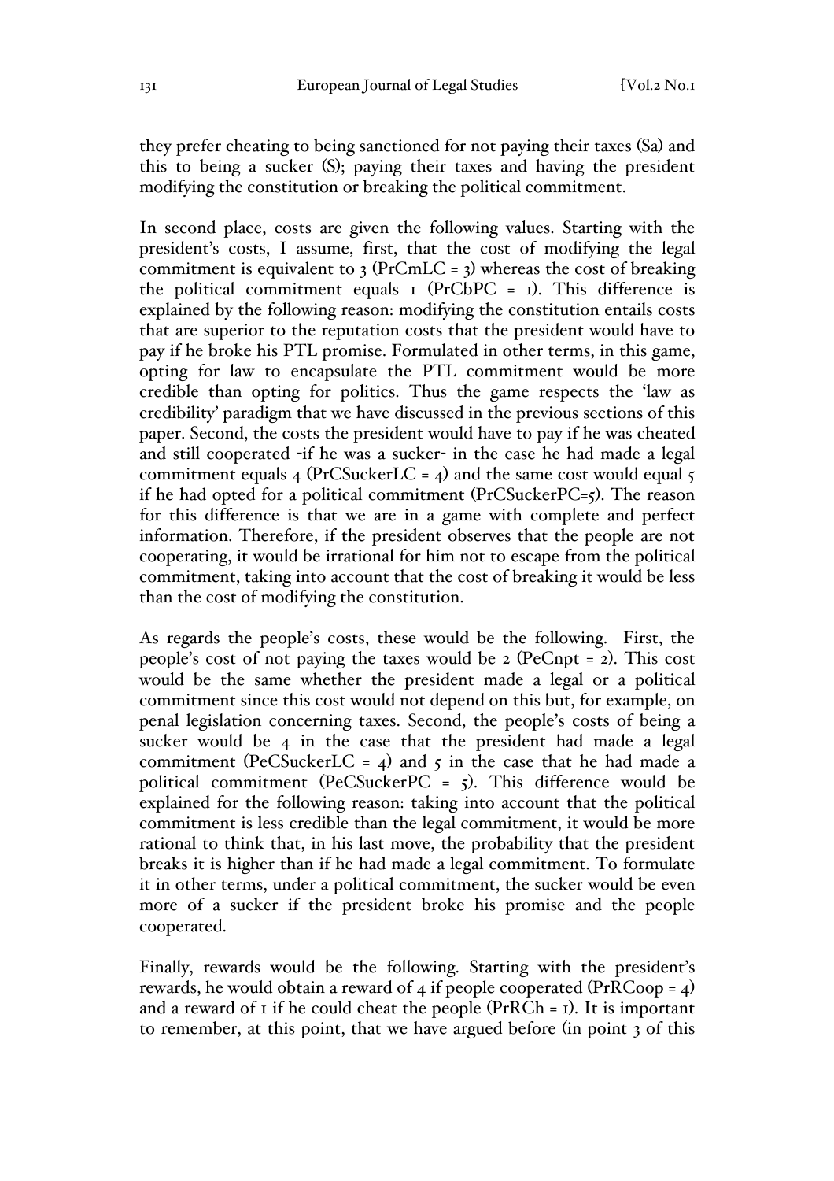they prefer cheating to being sanctioned for not paying their taxes (Sa) and this to being a sucker (S); paying their taxes and having the president modifying the constitution or breaking the political commitment.

In second place, costs are given the following values. Starting with the president's costs, I assume, first, that the cost of modifying the legal commitment is equivalent to 3 (PrCmLC = 3) whereas the cost of breaking the political commitment equals 1 (PrCbPC = 1). This difference is explained by the following reason: modifying the constitution entails costs that are superior to the reputation costs that the president would have to pay if he broke his PTL promise. Formulated in other terms, in this game, opting for law to encapsulate the PTL commitment would be more credible than opting for politics. Thus the game respects the 'law as credibility' paradigm that we have discussed in the previous sections of this paper. Second, the costs the president would have to pay if he was cheated and still cooperated -if he was a sucker- in the case he had made a legal commitment equals 4 (PrCSuckerLC = 4) and the same cost would equal 5 if he had opted for a political commitment (PrCSuckerPC=5). The reason for this difference is that we are in a game with complete and perfect information. Therefore, if the president observes that the people are not cooperating, it would be irrational for him not to escape from the political commitment, taking into account that the cost of breaking it would be less than the cost of modifying the constitution.

As regards the people's costs, these would be the following. First, the people's cost of not paying the taxes would be 2 (PeCnpt = 2). This cost would be the same whether the president made a legal or a political commitment since this cost would not depend on this but, for example, on penal legislation concerning taxes. Second, the people's costs of being a sucker would be 4 in the case that the president had made a legal commitment (PeCSuckerLC = 4) and 5 in the case that he had made a political commitment (PeCSuckerPC = 5). This difference would be explained for the following reason: taking into account that the political commitment is less credible than the legal commitment, it would be more rational to think that, in his last move, the probability that the president breaks it is higher than if he had made a legal commitment. To formulate it in other terms, under a political commitment, the sucker would be even more of a sucker if the president broke his promise and the people cooperated.

Finally, rewards would be the following. Starting with the president's rewards, he would obtain a reward of 4 if people cooperated (PrRCoop = 4) and a reward of 1 if he could cheat the people (PrRCh = 1). It is important to remember, at this point, that we have argued before (in point 3 of this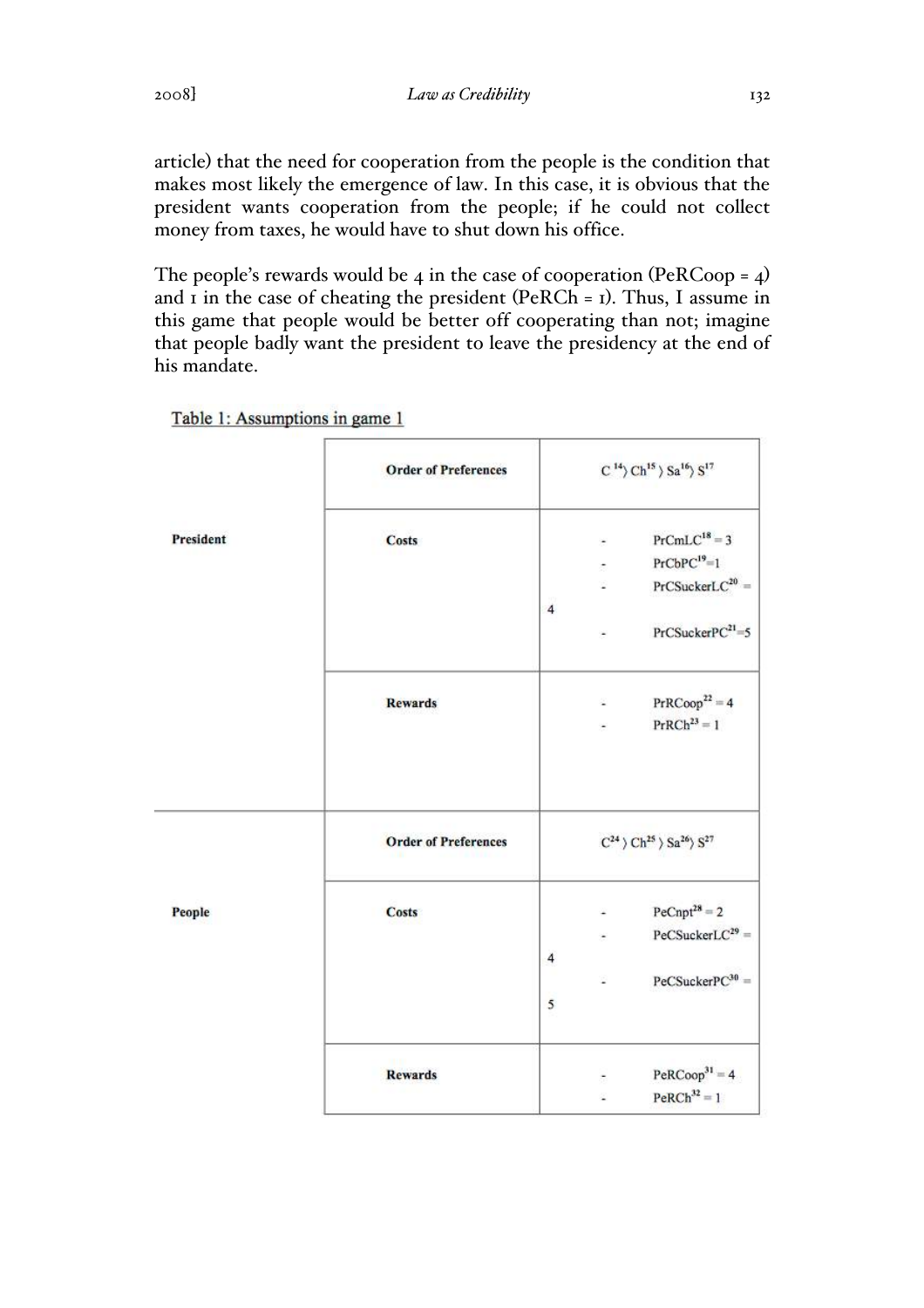article) that the need for cooperation from the people is the condition that makes most likely the emergence of law. In this case, it is obvious that the president wants cooperation from the people; if he could not collect money from taxes, he would have to shut down his office.

The people's rewards would be 4 in the case of cooperation (PeRCoop = 4) and 1 in the case of cheating the president (PeRCh = 1). Thus, I assume in this game that people would be better off cooperating than not; imagine that people badly want the president to leave the presidency at the end of his mandate.

Table 1: Assumptions in game 1

| | | |
|---|---|---|
| **President** | **Order of Preferences** | C[14] 〉 Ch[15] 〉 Sa[16] 〉 S[17] |
| | **Costs** | - PrCmLC[18] = 3<br>- PrCbPC[19] = 1<br>- PrCSuckerLC[20] = 4<br>- PrCSuckerPC[21] = 5 |
| | **Rewards** | - PrRCoop[22] = 4<br>- PrRCh[23] = 1 |
| **People** | **Order of Preferences** | C[24] 〉 Ch[25] 〉 Sa[26] 〉 S[27] |
| | **Costs** | - PeCnpt[28] = 2<br>- PeCSuckerLC[29] = 4<br>- PeCSuckerPC[30] = 5 |
| | **Rewards** | - PeRCoop[31] = 4<br>- PeRCh[32] = 1 |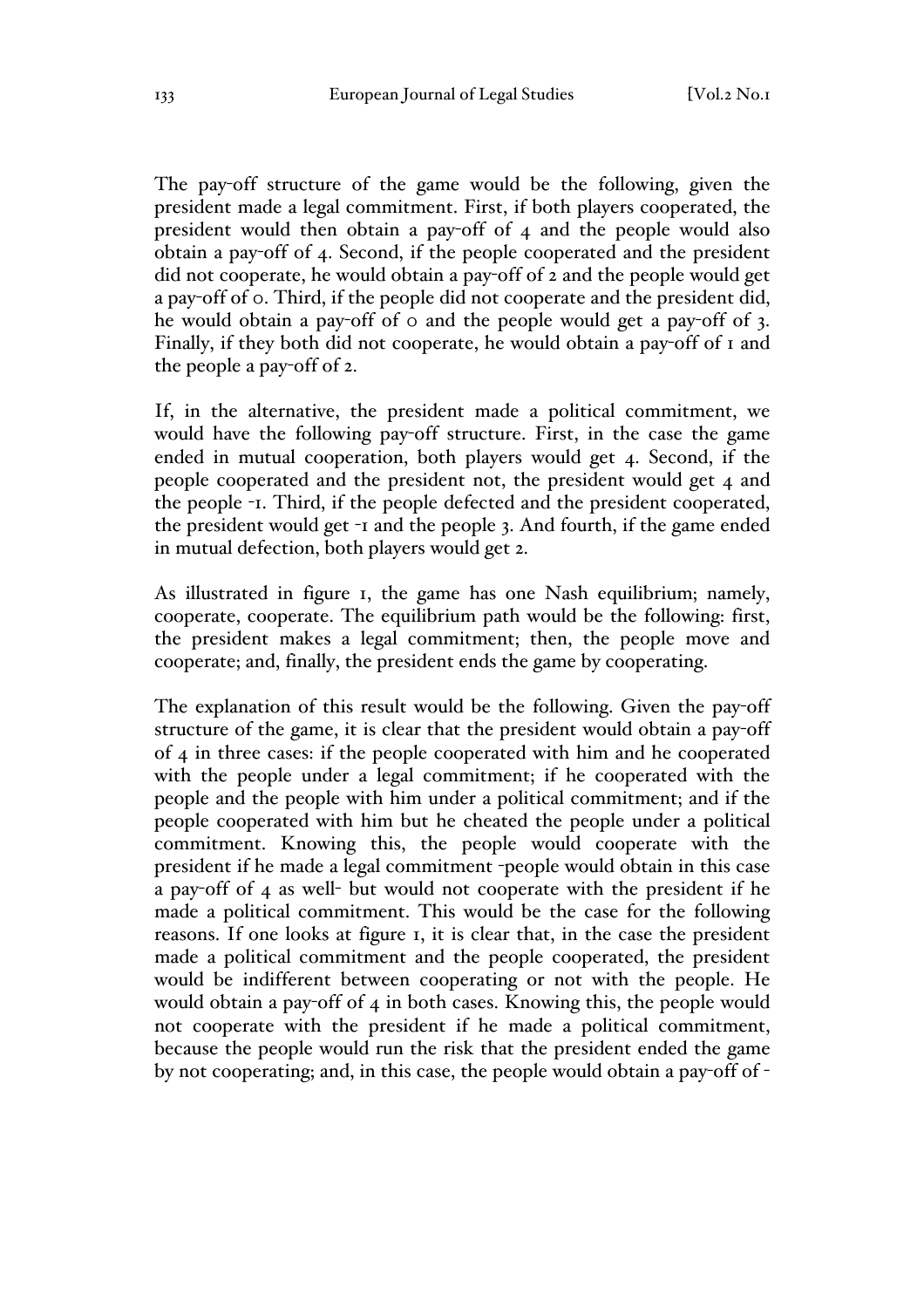The pay-off structure of the game would be the following, given the president made a legal commitment. First, if both players cooperated, the president would then obtain a pay-off of 4 and the people would also obtain a pay-off of 4. Second, if the people cooperated and the president did not cooperate, he would obtain a pay-off of 2 and the people would get a pay-off of 0. Third, if the people did not cooperate and the president did, he would obtain a pay-off of 0 and the people would get a pay-off of 3. Finally, if they both did not cooperate, he would obtain a pay-off of 1 and the people a pay-off of 2.

If, in the alternative, the president made a political commitment, we would have the following pay-off structure. First, in the case the game ended in mutual cooperation, both players would get 4. Second, if the people cooperated and the president not, the president would get 4 and the people -1. Third, if the people defected and the president cooperated, the president would get -1 and the people 3. And fourth, if the game ended in mutual defection, both players would get 2.

As illustrated in figure 1, the game has one Nash equilibrium; namely, cooperate, cooperate. The equilibrium path would be the following: first, the president makes a legal commitment; then, the people move and cooperate; and, finally, the president ends the game by cooperating.

The explanation of this result would be the following. Given the pay-off structure of the game, it is clear that the president would obtain a pay-off of 4 in three cases: if the people cooperated with him and he cooperated with the people under a legal commitment; if he cooperated with the people and the people with him under a political commitment; and if the people cooperated with him but he cheated the people under a political commitment. Knowing this, the people would cooperate with the president if he made a legal commitment -people would obtain in this case a pay-off of 4 as well- but would not cooperate with the president if he made a political commitment. This would be the case for the following reasons. If one looks at figure 1, it is clear that, in the case the president made a political commitment and the people cooperated, the president would be indifferent between cooperating or not with the people. He would obtain a pay-off of 4 in both cases. Knowing this, the people would not cooperate with the president if he made a political commitment, because the people would run the risk that the president ended the game by not cooperating; and, in this case, the people would obtain a pay-off of -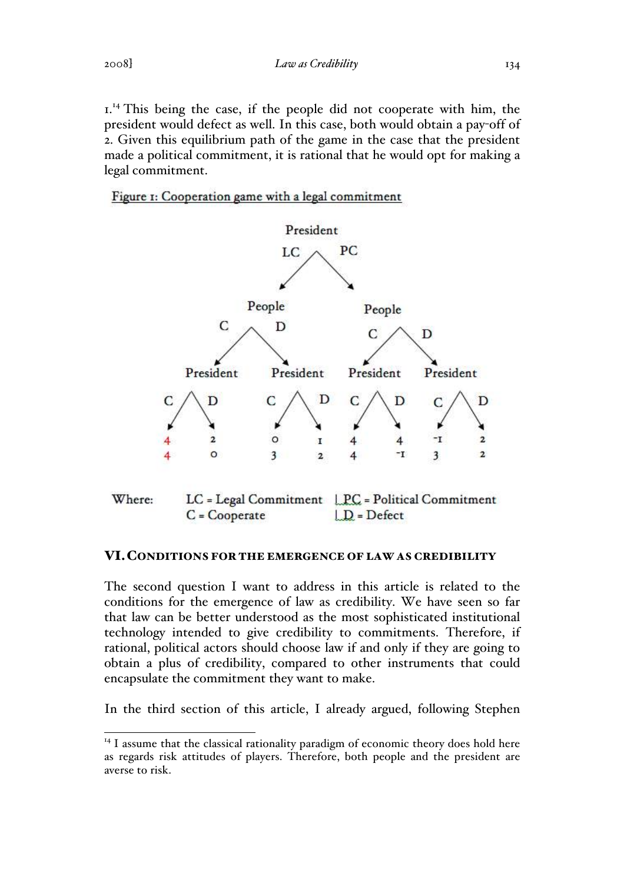1.[14] This being the case, if the people did not cooperate with him, the president would defect as well. In this case, both would obtain a pay-off of 2. Given this equilibrium path of the game in the case that the president made a political commitment, it is rational that he would opt for making a legal commitment.

Figure 1: Cooperation game with a legal commitment

| President | LC | | | | PC | | | |
|---|---|---|---|---|---|---|---|---|
| People | C | | D | | C | | D | |
| President | C | D | C | D | C | D | C | D |
| | 4 | 2 | 0 | 1 | 4 | 4 | -1 | 2 |
| | 4 | 0 | 3 | 2 | 4 | -1 | 3 | 2 |

Where: LC = Legal Commitment | PC = Political Commitment
C = Cooperate | D = Defect

## VI. Conditions for the Emergence of Law as Credibility

The second question I want to address in this article is related to the conditions for the emergence of law as credibility. We have seen so far that law can be better understood as the most sophisticated institutional technology intended to give credibility to commitments. Therefore, if rational, political actors should choose law if and only if they are going to obtain a plus of credibility, compared to other instruments that could encapsulate the commitment they want to make.

In the third section of this article, I already argued, following Stephen

[14] I assume that the classical rationality paradigm of economic theory does hold here as regards risk attitudes of players. Therefore, both people and the president are averse to risk.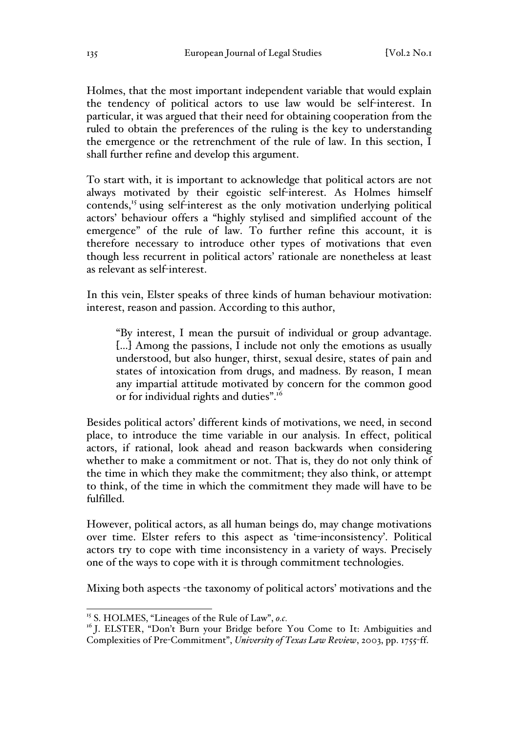Holmes, that the most important independent variable that would explain the tendency of political actors to use law would be self-interest. In particular, it was argued that their need for obtaining cooperation from the ruled to obtain the preferences of the ruling is the key to understanding the emergence or the retrenchment of the rule of law. In this section, I shall further refine and develop this argument.

To start with, it is important to acknowledge that political actors are not always motivated by their egoistic self-interest. As Holmes himself contends,[15] using self-interest as the only motivation underlying political actors' behaviour offers a "highly stylised and simplified account of the emergence" of the rule of law. To further refine this account, it is therefore necessary to introduce other types of motivations that even though less recurrent in political actors' rationale are nonetheless at least as relevant as self-interest.

In this vein, Elster speaks of three kinds of human behaviour motivation: interest, reason and passion. According to this author,

> "By interest, I mean the pursuit of individual or group advantage. [...] Among the passions, I include not only the emotions as usually understood, but also hunger, thirst, sexual desire, states of pain and states of intoxication from drugs, and madness. By reason, I mean any impartial attitude motivated by concern for the common good or for individual rights and duties".[16]

Besides political actors' different kinds of motivations, we need, in second place, to introduce the time variable in our analysis. In effect, political actors, if rational, look ahead and reason backwards when considering whether to make a commitment or not. That is, they do not only think of the time in which they make the commitment; they also think, or attempt to think, of the time in which the commitment they made will have to be fulfilled.

However, political actors, as all human beings do, may change motivations over time. Elster refers to this aspect as 'time-inconsistency'. Political actors try to cope with time inconsistency in a variety of ways. Precisely one of the ways to cope with it is through commitment technologies.

Mixing both aspects -the taxonomy of political actors' motivations and the

---

[15] S. HOLMES, "Lineages of the Rule of Law", *o.c.*

[16] J. ELSTER, "Don't Burn your Bridge before You Come to It: Ambiguities and Complexities of Pre-Commitment", *University of Texas Law Review*, 2003, pp. 1755-ff.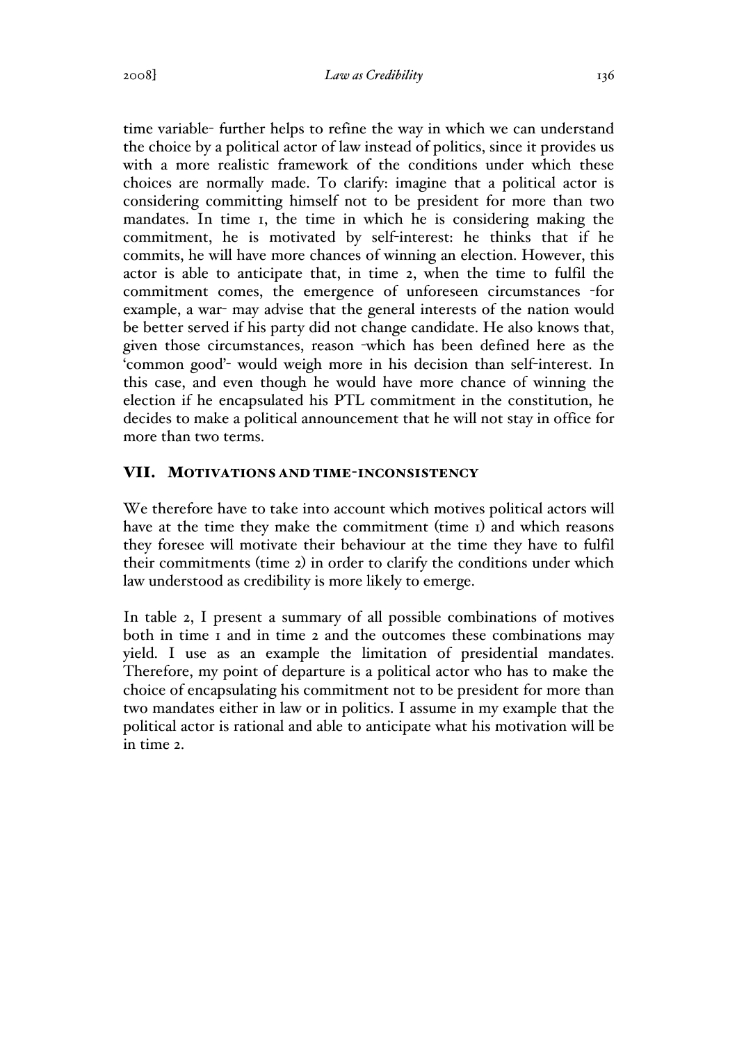time variable- further helps to refine the way in which we can understand the choice by a political actor of law instead of politics, since it provides us with a more realistic framework of the conditions under which these choices are normally made. To clarify: imagine that a political actor is considering committing himself not to be president for more than two mandates. In time 1, the time in which he is considering making the commitment, he is motivated by self-interest: he thinks that if he commits, he will have more chances of winning an election. However, this actor is able to anticipate that, in time 2, when the time to fulfil the commitment comes, the emergence of unforeseen circumstances -for example, a war- may advise that the general interests of the nation would be better served if his party did not change candidate. He also knows that, given those circumstances, reason -which has been defined here as the 'common good'- would weigh more in his decision than self-interest. In this case, and even though he would have more chance of winning the election if he encapsulated his PTL commitment in the constitution, he decides to make a political announcement that he will not stay in office for more than two terms.

## VII. MOTIVATIONS AND TIME-INCONSISTENCY

We therefore have to take into account which motives political actors will have at the time they make the commitment (time 1) and which reasons they foresee will motivate their behaviour at the time they have to fulfil their commitments (time 2) in order to clarify the conditions under which law understood as credibility is more likely to emerge.

In table 2, I present a summary of all possible combinations of motives both in time 1 and in time 2 and the outcomes these combinations may yield. I use as an example the limitation of presidential mandates. Therefore, my point of departure is a political actor who has to make the choice of encapsulating his commitment not to be president for more than two mandates either in law or in politics. I assume in my example that the political actor is rational and able to anticipate what his motivation will be in time 2.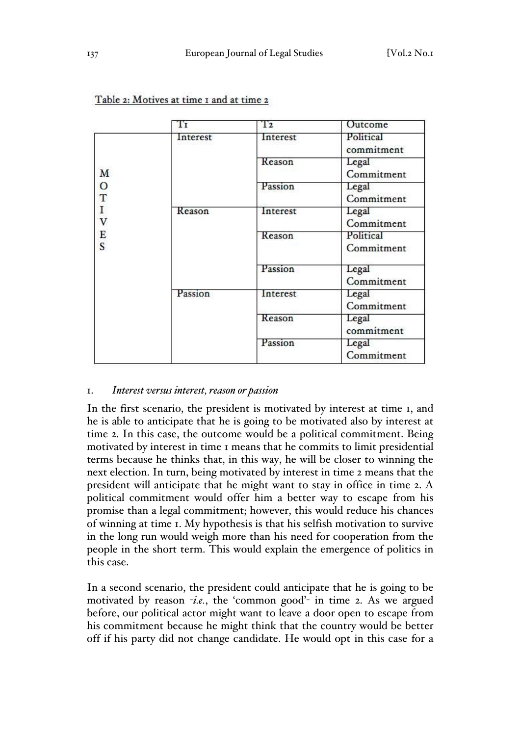Table 2: Motives at time 1 and at time 2

| | T1 | T2 | Outcome |
|---|---|---|---|
| MOTIVES | Interest | Interest | Political commitment |
| | | Reason | Legal Commitment |
| | | Passion | Legal Commitment |
| | Reason | Interest | Legal Commitment |
| | | Reason | Political Commitment |
| | | Passion | Legal Commitment |
| | Passion | Interest | Legal Commitment |
| | | Reason | Legal commitment |
| | | Passion | Legal Commitment |

1. *Interest versus interest, reason or passion*

In the first scenario, the president is motivated by interest at time 1, and he is able to anticipate that he is going to be motivated also by interest at time 2. In this case, the outcome would be a political commitment. Being motivated by interest in time 1 means that he commits to limit presidential terms because he thinks that, in this way, he will be closer to winning the next election. In turn, being motivated by interest in time 2 means that the president will anticipate that he might want to stay in office in time 2. A political commitment would offer him a better way to escape from his promise than a legal commitment; however, this would reduce his chances of winning at time 1. My hypothesis is that his selfish motivation to survive in the long run would weigh more than his need for cooperation from the people in the short term. This would explain the emergence of politics in this case.

In a second scenario, the president could anticipate that he is going to be motivated by reason -*i.e.*, the 'common good'- in time 2. As we argued before, our political actor might want to leave a door open to escape from his commitment because he might think that the country would be better off if his party did not change candidate. He would opt in this case for a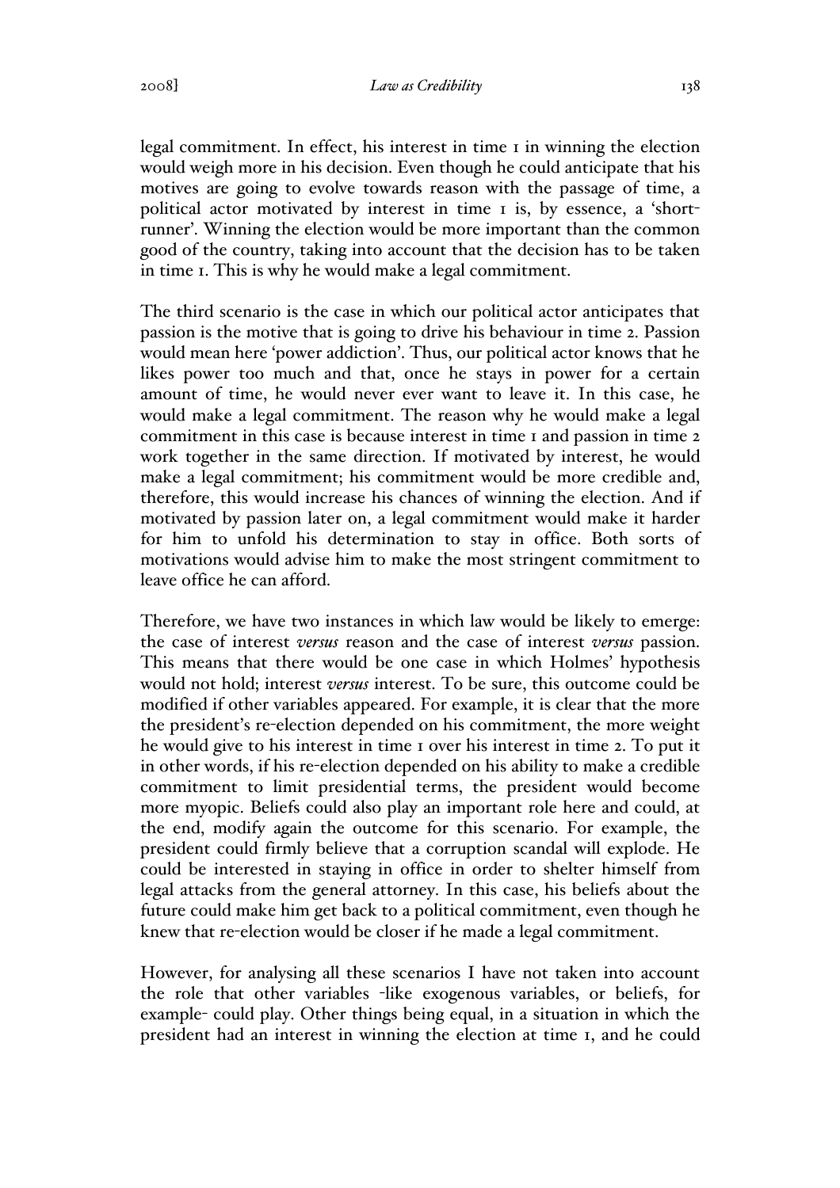legal commitment. In effect, his interest in time 1 in winning the election would weigh more in his decision. Even though he could anticipate that his motives are going to evolve towards reason with the passage of time, a political actor motivated by interest in time 1 is, by essence, a 'short-runner'. Winning the election would be more important than the common good of the country, taking into account that the decision has to be taken in time 1. This is why he would make a legal commitment.

The third scenario is the case in which our political actor anticipates that passion is the motive that is going to drive his behaviour in time 2. Passion would mean here 'power addiction'. Thus, our political actor knows that he likes power too much and that, once he stays in power for a certain amount of time, he would never ever want to leave it. In this case, he would make a legal commitment. The reason why he would make a legal commitment in this case is because interest in time 1 and passion in time 2 work together in the same direction. If motivated by interest, he would make a legal commitment; his commitment would be more credible and, therefore, this would increase his chances of winning the election. And if motivated by passion later on, a legal commitment would make it harder for him to unfold his determination to stay in office. Both sorts of motivations would advise him to make the most stringent commitment to leave office he can afford.

Therefore, we have two instances in which law would be likely to emerge: the case of interest *versus* reason and the case of interest *versus* passion. This means that there would be one case in which Holmes' hypothesis would not hold; interest *versus* interest. To be sure, this outcome could be modified if other variables appeared. For example, it is clear that the more the president's re-election depended on his commitment, the more weight he would give to his interest in time 1 over his interest in time 2. To put it in other words, if his re-election depended on his ability to make a credible commitment to limit presidential terms, the president would become more myopic. Beliefs could also play an important role here and could, at the end, modify again the outcome for this scenario. For example, the president could firmly believe that a corruption scandal will explode. He could be interested in staying in office in order to shelter himself from legal attacks from the general attorney. In this case, his beliefs about the future could make him get back to a political commitment, even though he knew that re-election would be closer if he made a legal commitment.

However, for analysing all these scenarios I have not taken into account the role that other variables -like exogenous variables, or beliefs, for example- could play. Other things being equal, in a situation in which the president had an interest in winning the election at time 1, and he could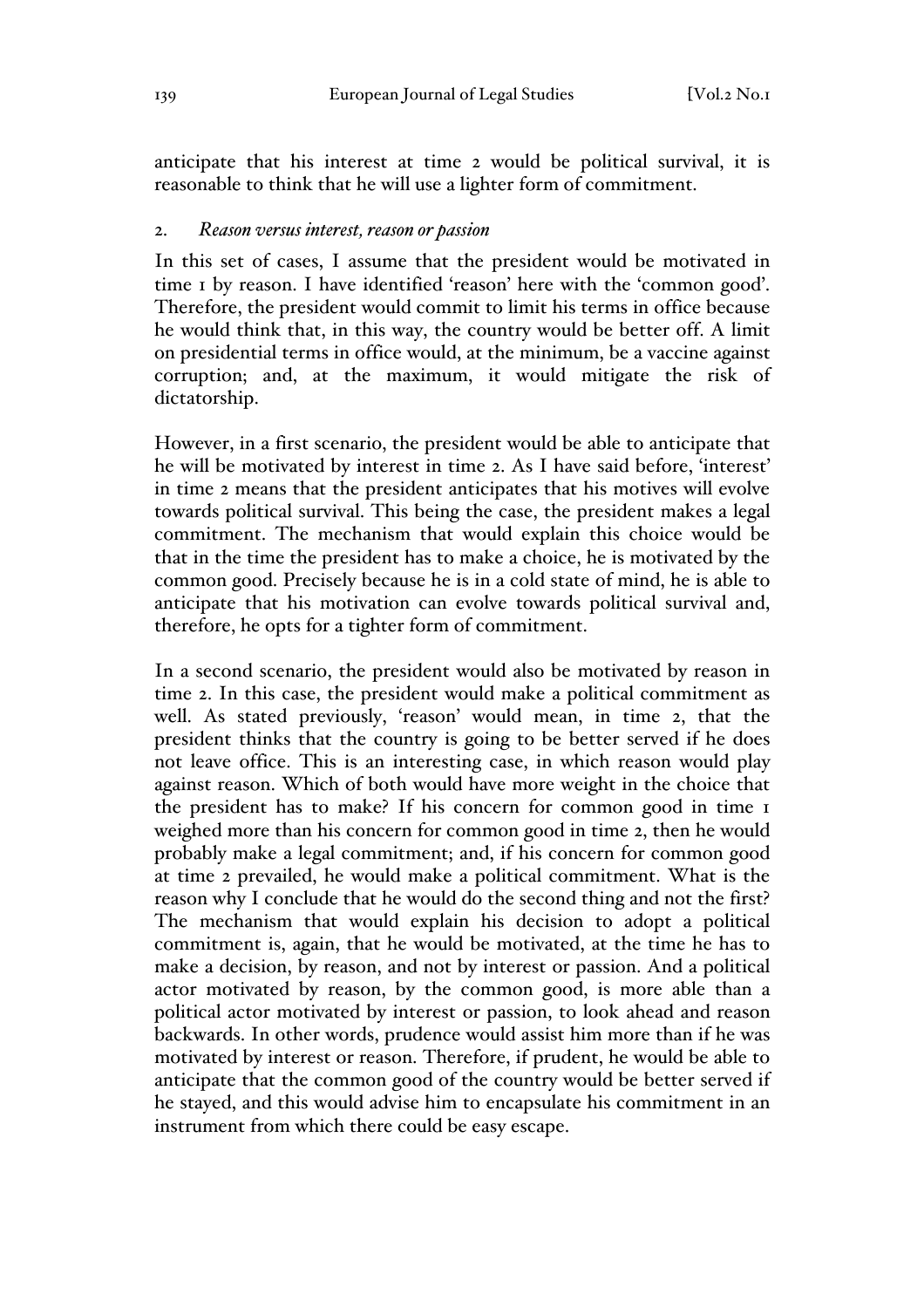anticipate that his interest at time 2 would be political survival, it is reasonable to think that he will use a lighter form of commitment.

## 2. *Reason versus interest, reason or passion*

In this set of cases, I assume that the president would be motivated in time 1 by reason. I have identified 'reason' here with the 'common good'. Therefore, the president would commit to limit his terms in office because he would think that, in this way, the country would be better off. A limit on presidential terms in office would, at the minimum, be a vaccine against corruption; and, at the maximum, it would mitigate the risk of dictatorship.

However, in a first scenario, the president would be able to anticipate that he will be motivated by interest in time 2. As I have said before, 'interest' in time 2 means that the president anticipates that his motives will evolve towards political survival. This being the case, the president makes a legal commitment. The mechanism that would explain this choice would be that in the time the president has to make a choice, he is motivated by the common good. Precisely because he is in a cold state of mind, he is able to anticipate that his motivation can evolve towards political survival and, therefore, he opts for a tighter form of commitment.

In a second scenario, the president would also be motivated by reason in time 2. In this case, the president would make a political commitment as well. As stated previously, 'reason' would mean, in time 2, that the president thinks that the country is going to be better served if he does not leave office. This is an interesting case, in which reason would play against reason. Which of both would have more weight in the choice that the president has to make? If his concern for common good in time 1 weighed more than his concern for common good in time 2, then he would probably make a legal commitment; and, if his concern for common good at time 2 prevailed, he would make a political commitment. What is the reason why I conclude that he would do the second thing and not the first? The mechanism that would explain his decision to adopt a political commitment is, again, that he would be motivated, at the time he has to make a decision, by reason, and not by interest or passion. And a political actor motivated by reason, by the common good, is more able than a political actor motivated by interest or passion, to look ahead and reason backwards. In other words, prudence would assist him more than if he was motivated by interest or reason. Therefore, if prudent, he would be able to anticipate that the common good of the country would be better served if he stayed, and this would advise him to encapsulate his commitment in an instrument from which there could be easy escape.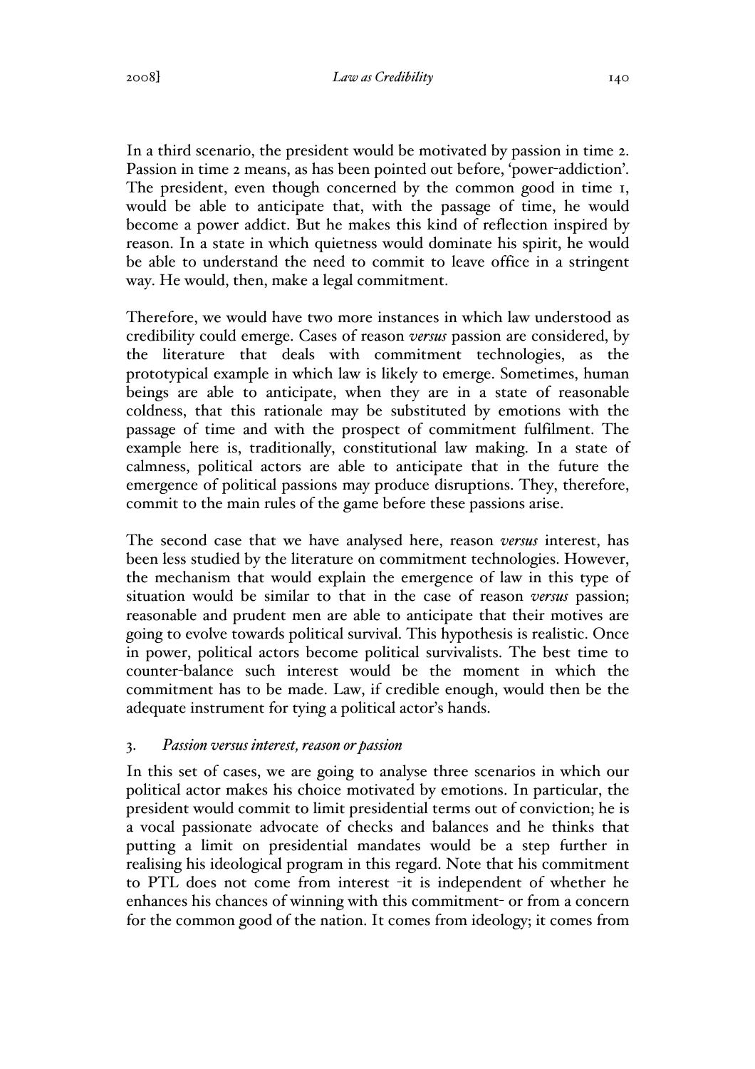In a third scenario, the president would be motivated by passion in time 2. Passion in time 2 means, as has been pointed out before, 'power-addiction'. The president, even though concerned by the common good in time 1, would be able to anticipate that, with the passage of time, he would become a power addict. But he makes this kind of reflection inspired by reason. In a state in which quietness would dominate his spirit, he would be able to understand the need to commit to leave office in a stringent way. He would, then, make a legal commitment.

Therefore, we would have two more instances in which law understood as credibility could emerge. Cases of reason *versus* passion are considered, by the literature that deals with commitment technologies, as the prototypical example in which law is likely to emerge. Sometimes, human beings are able to anticipate, when they are in a state of reasonable coldness, that this rationale may be substituted by emotions with the passage of time and with the prospect of commitment fulfilment. The example here is, traditionally, constitutional law making. In a state of calmness, political actors are able to anticipate that in the future the emergence of political passions may produce disruptions. They, therefore, commit to the main rules of the game before these passions arise.

The second case that we have analysed here, reason *versus* interest, has been less studied by the literature on commitment technologies. However, the mechanism that would explain the emergence of law in this type of situation would be similar to that in the case of reason *versus* passion; reasonable and prudent men are able to anticipate that their motives are going to evolve towards political survival. This hypothesis is realistic. Once in power, political actors become political survivalists. The best time to counter-balance such interest would be the moment in which the commitment has to be made. Law, if credible enough, would then be the adequate instrument for tying a political actor's hands.

### 3. *Passion versus interest, reason or passion*

In this set of cases, we are going to analyse three scenarios in which our political actor makes his choice motivated by emotions. In particular, the president would commit to limit presidential terms out of conviction; he is a vocal passionate advocate of checks and balances and he thinks that putting a limit on presidential mandates would be a step further in realising his ideological program in this regard. Note that his commitment to PTL does not come from interest -it is independent of whether he enhances his chances of winning with this commitment- or from a concern for the common good of the nation. It comes from ideology; it comes from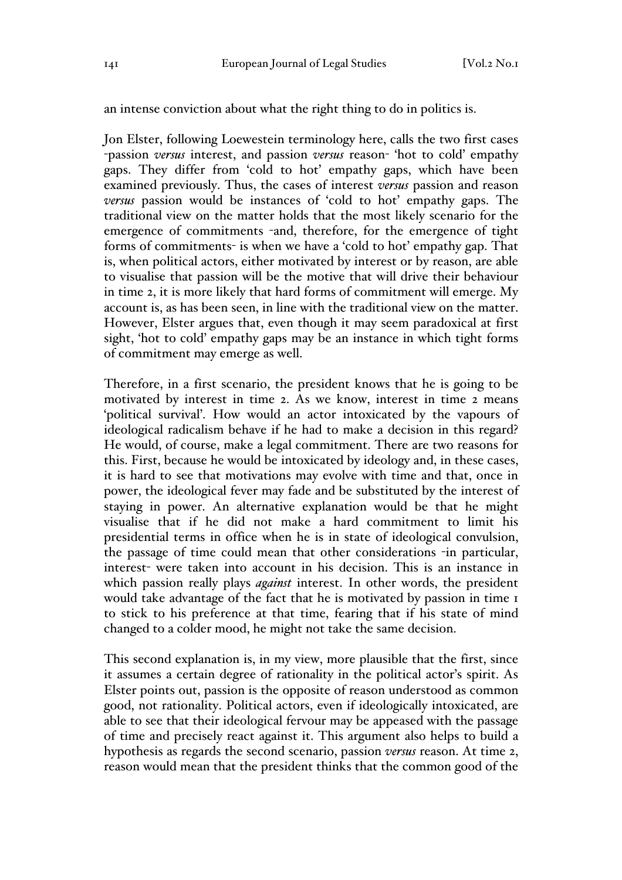an intense conviction about what the right thing to do in politics is.

Jon Elster, following Loewestein terminology here, calls the two first cases -passion *versus* interest, and passion *versus* reason- 'hot to cold' empathy gaps. They differ from 'cold to hot' empathy gaps, which have been examined previously. Thus, the cases of interest *versus* passion and reason *versus* passion would be instances of 'cold to hot' empathy gaps. The traditional view on the matter holds that the most likely scenario for the emergence of commitments -and, therefore, for the emergence of tight forms of commitments- is when we have a 'cold to hot' empathy gap. That is, when political actors, either motivated by interest or by reason, are able to visualise that passion will be the motive that will drive their behaviour in time 2, it is more likely that hard forms of commitment will emerge. My account is, as has been seen, in line with the traditional view on the matter. However, Elster argues that, even though it may seem paradoxical at first sight, 'hot to cold' empathy gaps may be an instance in which tight forms of commitment may emerge as well.

Therefore, in a first scenario, the president knows that he is going to be motivated by interest in time 2. As we know, interest in time 2 means 'political survival'. How would an actor intoxicated by the vapours of ideological radicalism behave if he had to make a decision in this regard? He would, of course, make a legal commitment. There are two reasons for this. First, because he would be intoxicated by ideology and, in these cases, it is hard to see that motivations may evolve with time and that, once in power, the ideological fever may fade and be substituted by the interest of staying in power. An alternative explanation would be that he might visualise that if he did not make a hard commitment to limit his presidential terms in office when he is in state of ideological convulsion, the passage of time could mean that other considerations -in particular, interest- were taken into account in his decision. This is an instance in which passion really plays *against* interest. In other words, the president would take advantage of the fact that he is motivated by passion in time 1 to stick to his preference at that time, fearing that if his state of mind changed to a colder mood, he might not take the same decision.

This second explanation is, in my view, more plausible that the first, since it assumes a certain degree of rationality in the political actor's spirit. As Elster points out, passion is the opposite of reason understood as common good, not rationality. Political actors, even if ideologically intoxicated, are able to see that their ideological fervour may be appeased with the passage of time and precisely react against it. This argument also helps to build a hypothesis as regards the second scenario, passion *versus* reason. At time 2, reason would mean that the president thinks that the common good of the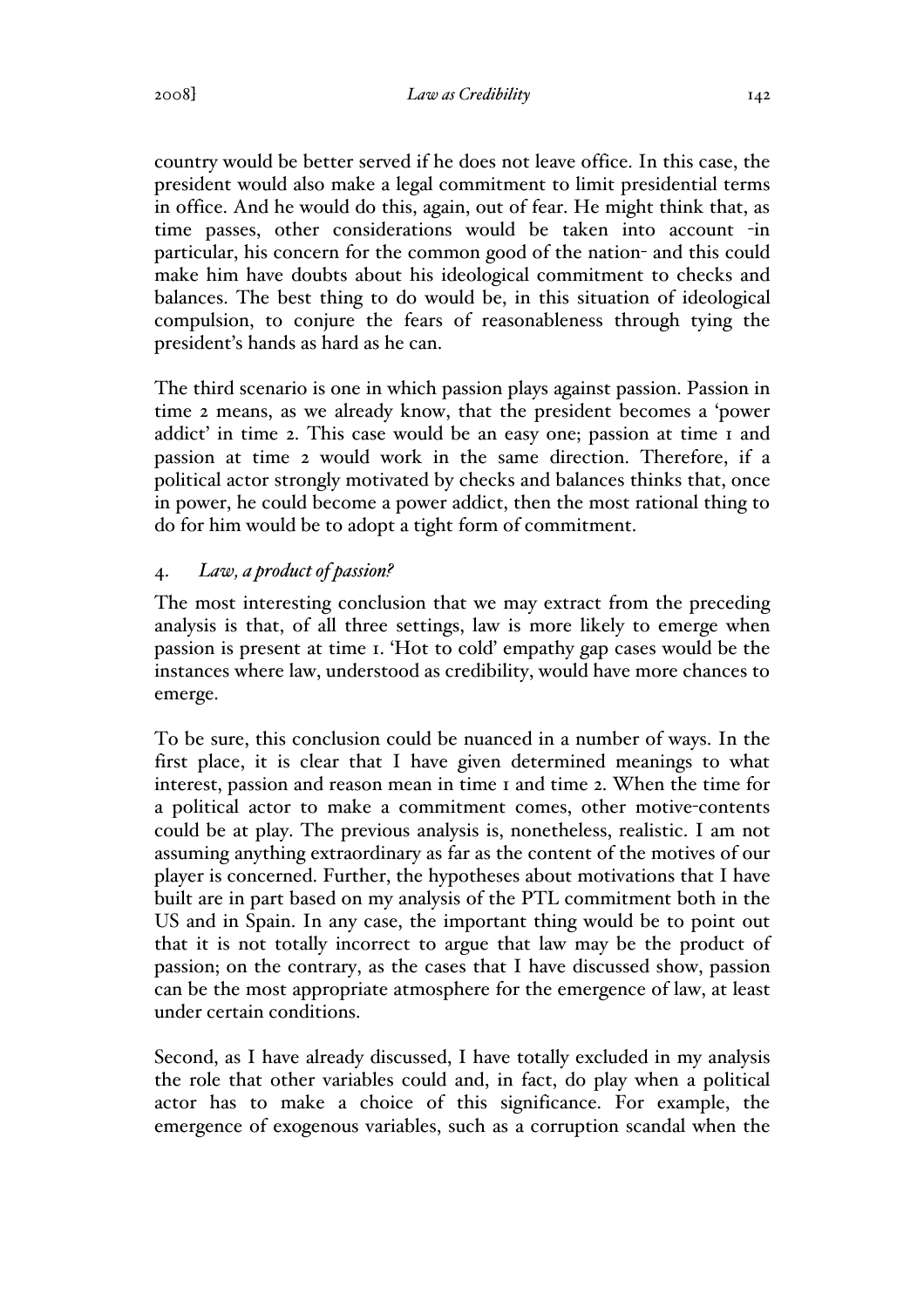country would be better served if he does not leave office. In this case, the president would also make a legal commitment to limit presidential terms in office. And he would do this, again, out of fear. He might think that, as time passes, other considerations would be taken into account -in particular, his concern for the common good of the nation- and this could make him have doubts about his ideological commitment to checks and balances. The best thing to do would be, in this situation of ideological compulsion, to conjure the fears of reasonableness through tying the president's hands as hard as he can.

The third scenario is one in which passion plays against passion. Passion in time 2 means, as we already know, that the president becomes a 'power addict' in time 2. This case would be an easy one; passion at time 1 and passion at time 2 would work in the same direction. Therefore, if a political actor strongly motivated by checks and balances thinks that, once in power, he could become a power addict, then the most rational thing to do for him would be to adopt a tight form of commitment.

## 4. *Law, a product of passion?*

The most interesting conclusion that we may extract from the preceding analysis is that, of all three settings, law is more likely to emerge when passion is present at time 1. 'Hot to cold' empathy gap cases would be the instances where law, understood as credibility, would have more chances to emerge.

To be sure, this conclusion could be nuanced in a number of ways. In the first place, it is clear that I have given determined meanings to what interest, passion and reason mean in time 1 and time 2. When the time for a political actor to make a commitment comes, other motive-contents could be at play. The previous analysis is, nonetheless, realistic. I am not assuming anything extraordinary as far as the content of the motives of our player is concerned. Further, the hypotheses about motivations that I have built are in part based on my analysis of the PTL commitment both in the US and in Spain. In any case, the important thing would be to point out that it is not totally incorrect to argue that law may be the product of passion; on the contrary, as the cases that I have discussed show, passion can be the most appropriate atmosphere for the emergence of law, at least under certain conditions.

Second, as I have already discussed, I have totally excluded in my analysis the role that other variables could and, in fact, do play when a political actor has to make a choice of this significance. For example, the emergence of exogenous variables, such as a corruption scandal when the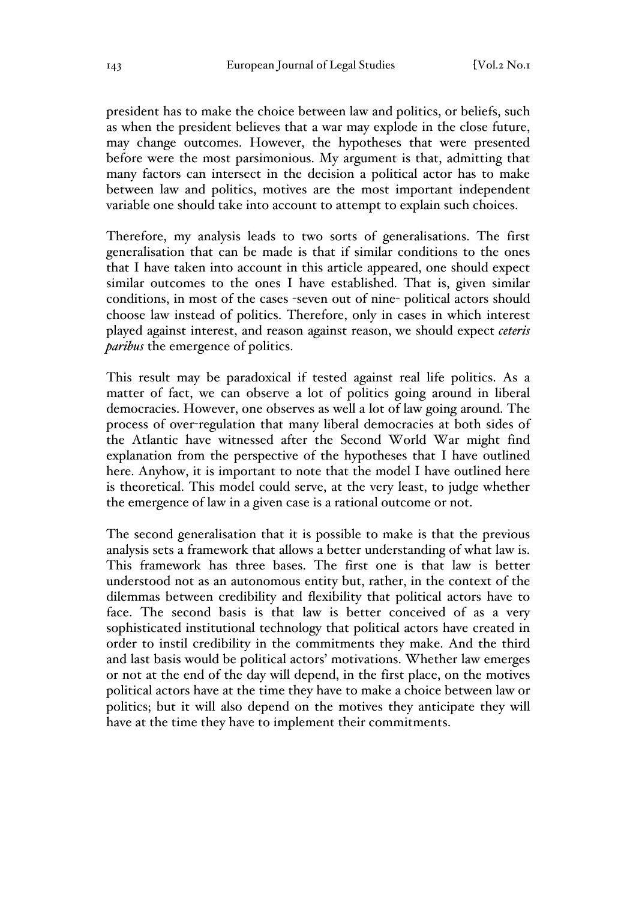president has to make the choice between law and politics, or beliefs, such as when the president believes that a war may explode in the close future, may change outcomes. However, the hypotheses that were presented before were the most parsimonious. My argument is that, admitting that many factors can intersect in the decision a political actor has to make between law and politics, motives are the most important independent variable one should take into account to attempt to explain such choices.

Therefore, my analysis leads to two sorts of generalisations. The first generalisation that can be made is that if similar conditions to the ones that I have taken into account in this article appeared, one should expect similar outcomes to the ones I have established. That is, given similar conditions, in most of the cases -seven out of nine- political actors should choose law instead of politics. Therefore, only in cases in which interest played against interest, and reason against reason, we should expect *ceteris paribus* the emergence of politics.

This result may be paradoxical if tested against real life politics. As a matter of fact, we can observe a lot of politics going around in liberal democracies. However, one observes as well a lot of law going around. The process of over-regulation that many liberal democracies at both sides of the Atlantic have witnessed after the Second World War might find explanation from the perspective of the hypotheses that I have outlined here. Anyhow, it is important to note that the model I have outlined here is theoretical. This model could serve, at the very least, to judge whether the emergence of law in a given case is a rational outcome or not.

The second generalisation that it is possible to make is that the previous analysis sets a framework that allows a better understanding of what law is. This framework has three bases. The first one is that law is better understood not as an autonomous entity but, rather, in the context of the dilemmas between credibility and flexibility that political actors have to face. The second basis is that law is better conceived of as a very sophisticated institutional technology that political actors have created in order to instil credibility in the commitments they make. And the third and last basis would be political actors' motivations. Whether law emerges or not at the end of the day will depend, in the first place, on the motives political actors have at the time they have to make a choice between law or politics; but it will also depend on the motives they anticipate they will have at the time they have to implement their commitments.